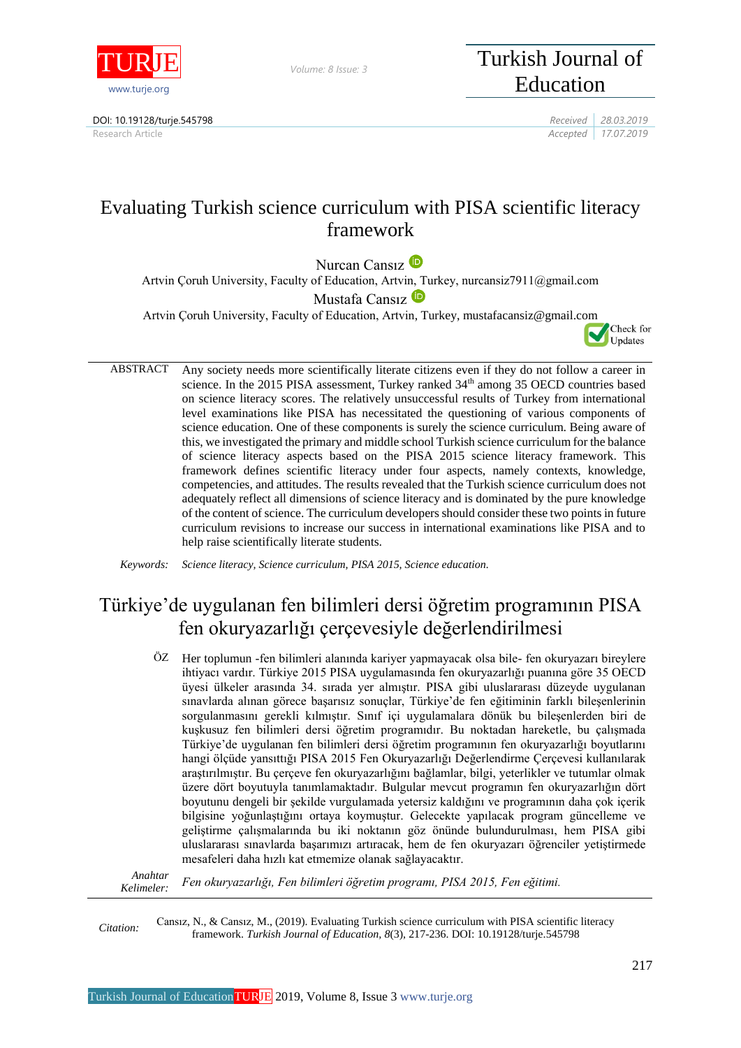DOI: 10.19128/turje.545798

Research Article

Received 28.03.2019

Accepted 17.07.2019

# Evaluating Turkish science curriculum with PISA scientific literacy framework

Nurcan Cansız

Artvin Çoruh University, Faculty of Education, Artvin, Turkey, nurcansiz7911@gmail.com

Mustafa Cansız

Artvin Çoruh University, Faculty of Education, Artvin, Turkey, mustafacansiz@gmail.com

ABSTRACT Any society needs more scientifically literate citizens even if they do not follow a career in science. In the 2015 PISA assessment, Turkey ranked 34th among 35 OECD countries based on science literacy scores. The relatively unsuccessful results of Turkey from international level examinations like PISA has necessitated the questioning of various components of science education. One of these components is surely the science curriculum. Being aware of this, we investigated the primary and middle school Turkish science curriculum for the balance of science literacy aspects based on the PISA 2015 science literacy framework. This framework defines scientific literacy under four aspects, namely contexts, knowledge, competencies, and attitudes. The results revealed that the Turkish science curriculum does not adequately reflect all dimensions of science literacy and is dominated by the pure knowledge of the content of science. The curriculum developers should consider these two points in future curriculum revisions to increase our success in international examinations like PISA and to help raise scientifically literate students.

*Keywords:* *Science literacy, Science curriculum, PISA 2015, Science education.*

# Türkiye'de uygulanan fen bilimleri dersi öğretim programının PISA fen okuryazarlığı çerçevesiyle değerlendirilmesi

ÖZ Her toplumun -fen bilimleri alanında kariyer yapmayacak olsa bile- fen okuryazarı bireylere ihtiyacı vardır. Türkiye 2015 PISA uygulamasında fen okuryazarlığı puanına göre 35 OECD üyesi ülkeler arasında 34. sırada yer almıştır. PISA gibi uluslararası düzeyde uygulanan sınavlarda alınan görece başarısız sonuçlar, Türkiye'de fen eğitiminin farklı bileşenlerinin sorgulanmasını gerekli kılmıştır. Sınıf içi uygulamalara dönük bu bileşenlerden biri de kuşkusuz fen bilimleri dersi öğretim programıdır. Bu noktadan hareketle, bu çalışmada Türkiye'de uygulanan fen bilimleri dersi öğretim programının fen okuryazarlığı boyutlarını hangi ölçüde yansıttığı PISA 2015 Fen Okuryazarlığı Değerlendirme Çerçevesi kullanılarak araştırılmıştır. Bu çerçeve fen okuryazarlığını bağlamlar, bilgi, yeterlikler ve tutumlar olmak üzere dört boyutuyla tanımlamaktadır. Bulgular mevcut programın fen okuryazarlığın dört boyutunu dengeli bir şekilde vurgulamada yetersiz kaldığını ve programının daha çok içerik bilgisine yoğunlaştığını ortaya koymuştur. Gelecekte yapılacak program güncelleme ve geliştirme çalışmalarında bu iki noktanın göz önünde bulundurulması, hem PISA gibi uluslararası sınavlarda başarımızı artıracak, hem de fen okuryazarı öğrenciler yetiştirmede mesafeleri daha hızlı kat etmemize olanak sağlayacaktır.

*Anahtar Kelimeler:* *Fen okuryazarlığı, Fen bilimleri öğretim programı, PISA 2015, Fen eğitimi.*

*Citation:* Cansız, N., & Cansız, M., (2019). Evaluating Turkish science curriculum with PISA scientific literacy framework. *Turkish Journal of Education, 8*(3), 217-236. DOI: 10.19128/turje.545798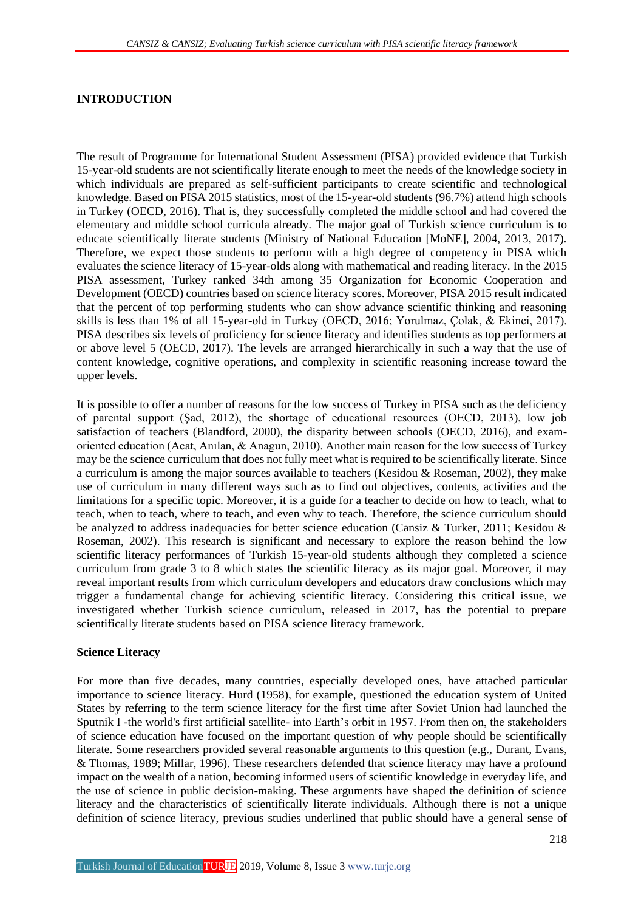## INTRODUCTION

The result of Programme for International Student Assessment (PISA) provided evidence that Turkish 15-year-old students are not scientifically literate enough to meet the needs of the knowledge society in which individuals are prepared as self-sufficient participants to create scientific and technological knowledge. Based on PISA 2015 statistics, most of the 15-year-old students (96.7%) attend high schools in Turkey (OECD, 2016). That is, they successfully completed the middle school and had covered the elementary and middle school curricula already. The major goal of Turkish science curriculum is to educate scientifically literate students (Ministry of National Education [MoNE], 2004, 2013, 2017). Therefore, we expect those students to perform with a high degree of competency in PISA which evaluates the science literacy of 15-year-olds along with mathematical and reading literacy. In the 2015 PISA assessment, Turkey ranked 34th among 35 Organization for Economic Cooperation and Development (OECD) countries based on science literacy scores. Moreover, PISA 2015 result indicated that the percent of top performing students who can show advance scientific thinking and reasoning skills is less than 1% of all 15-year-old in Turkey (OECD, 2016; Yorulmaz, Çolak, & Ekinci, 2017). PISA describes six levels of proficiency for science literacy and identifies students as top performers at or above level 5 (OECD, 2017). The levels are arranged hierarchically in such a way that the use of content knowledge, cognitive operations, and complexity in scientific reasoning increase toward the upper levels.

It is possible to offer a number of reasons for the low success of Turkey in PISA such as the deficiency of parental support (Şad, 2012), the shortage of educational resources (OECD, 2013), low job satisfaction of teachers (Blandford, 2000), the disparity between schools (OECD, 2016), and exam-oriented education (Acat, Anılan, & Anagun, 2010). Another main reason for the low success of Turkey may be the science curriculum that does not fully meet what is required to be scientifically literate. Since a curriculum is among the major sources available to teachers (Kesidou & Roseman, 2002), they make use of curriculum in many different ways such as to find out objectives, contents, activities and the limitations for a specific topic. Moreover, it is a guide for a teacher to decide on how to teach, what to teach, when to teach, where to teach, and even why to teach. Therefore, the science curriculum should be analyzed to address inadequacies for better science education (Cansiz & Turker, 2011; Kesidou & Roseman, 2002). This research is significant and necessary to explore the reason behind the low scientific literacy performances of Turkish 15-year-old students although they completed a science curriculum from grade 3 to 8 which states the scientific literacy as its major goal. Moreover, it may reveal important results from which curriculum developers and educators draw conclusions which may trigger a fundamental change for achieving scientific literacy. Considering this critical issue, we investigated whether Turkish science curriculum, released in 2017, has the potential to prepare scientifically literate students based on PISA science literacy framework.

### Science Literacy

For more than five decades, many countries, especially developed ones, have attached particular importance to science literacy. Hurd (1958), for example, questioned the education system of United States by referring to the term science literacy for the first time after Soviet Union had launched the Sputnik I -the world's first artificial satellite- into Earth's orbit in 1957. From then on, the stakeholders of science education have focused on the important question of why people should be scientifically literate. Some researchers provided several reasonable arguments to this question (e.g., Durant, Evans, & Thomas, 1989; Millar, 1996). These researchers defended that science literacy may have a profound impact on the wealth of a nation, becoming informed users of scientific knowledge in everyday life, and the use of science in public decision-making. These arguments have shaped the definition of science literacy and the characteristics of scientifically literate individuals. Although there is not a unique definition of science literacy, previous studies underlined that public should have a general sense of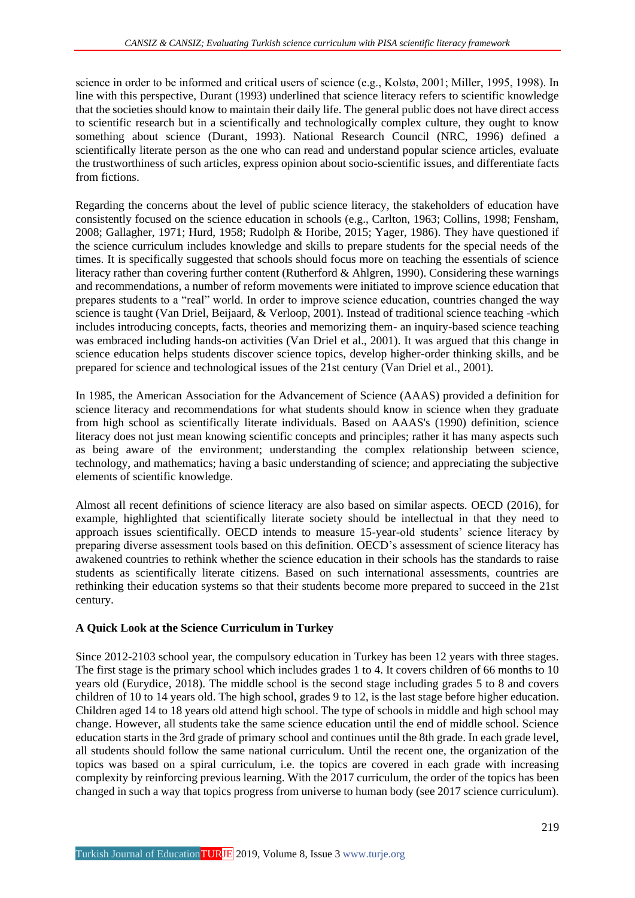science in order to be informed and critical users of science (e.g., Kolstø, 2001; Miller, 1995, 1998). In line with this perspective, Durant (1993) underlined that science literacy refers to scientific knowledge that the societies should know to maintain their daily life. The general public does not have direct access to scientific research but in a scientifically and technologically complex culture, they ought to know something about science (Durant, 1993). National Research Council (NRC, 1996) defined a scientifically literate person as the one who can read and understand popular science articles, evaluate the trustworthiness of such articles, express opinion about socio-scientific issues, and differentiate facts from fictions.

Regarding the concerns about the level of public science literacy, the stakeholders of education have consistently focused on the science education in schools (e.g., Carlton, 1963; Collins, 1998; Fensham, 2008; Gallagher, 1971; Hurd, 1958; Rudolph & Horibe, 2015; Yager, 1986). They have questioned if the science curriculum includes knowledge and skills to prepare students for the special needs of the times. It is specifically suggested that schools should focus more on teaching the essentials of science literacy rather than covering further content (Rutherford & Ahlgren, 1990). Considering these warnings and recommendations, a number of reform movements were initiated to improve science education that prepares students to a "real" world. In order to improve science education, countries changed the way science is taught (Van Driel, Beijaard, & Verloop, 2001). Instead of traditional science teaching -which includes introducing concepts, facts, theories and memorizing them- an inquiry-based science teaching was embraced including hands-on activities (Van Driel et al., 2001). It was argued that this change in science education helps students discover science topics, develop higher-order thinking skills, and be prepared for science and technological issues of the 21st century (Van Driel et al., 2001).

In 1985, the American Association for the Advancement of Science (AAAS) provided a definition for science literacy and recommendations for what students should know in science when they graduate from high school as scientifically literate individuals. Based on AAAS's (1990) definition, science literacy does not just mean knowing scientific concepts and principles; rather it has many aspects such as being aware of the environment; understanding the complex relationship between science, technology, and mathematics; having a basic understanding of science; and appreciating the subjective elements of scientific knowledge.

Almost all recent definitions of science literacy are also based on similar aspects. OECD (2016), for example, highlighted that scientifically literate society should be intellectual in that they need to approach issues scientifically. OECD intends to measure 15-year-old students' science literacy by preparing diverse assessment tools based on this definition. OECD's assessment of science literacy has awakened countries to rethink whether the science education in their schools has the standards to raise students as scientifically literate citizens. Based on such international assessments, countries are rethinking their education systems so that their students become more prepared to succeed in the 21st century.

## A Quick Look at the Science Curriculum in Turkey

Since 2012-2103 school year, the compulsory education in Turkey has been 12 years with three stages. The first stage is the primary school which includes grades 1 to 4. It covers children of 66 months to 10 years old (Eurydice, 2018). The middle school is the second stage including grades 5 to 8 and covers children of 10 to 14 years old. The high school, grades 9 to 12, is the last stage before higher education. Children aged 14 to 18 years old attend high school. The type of schools in middle and high school may change. However, all students take the same science education until the end of middle school. Science education starts in the 3rd grade of primary school and continues until the 8th grade. In each grade level, all students should follow the same national curriculum. Until the recent one, the organization of the topics was based on a spiral curriculum, i.e. the topics are covered in each grade with increasing complexity by reinforcing previous learning. With the 2017 curriculum, the order of the topics has been changed in such a way that topics progress from universe to human body (see 2017 science curriculum).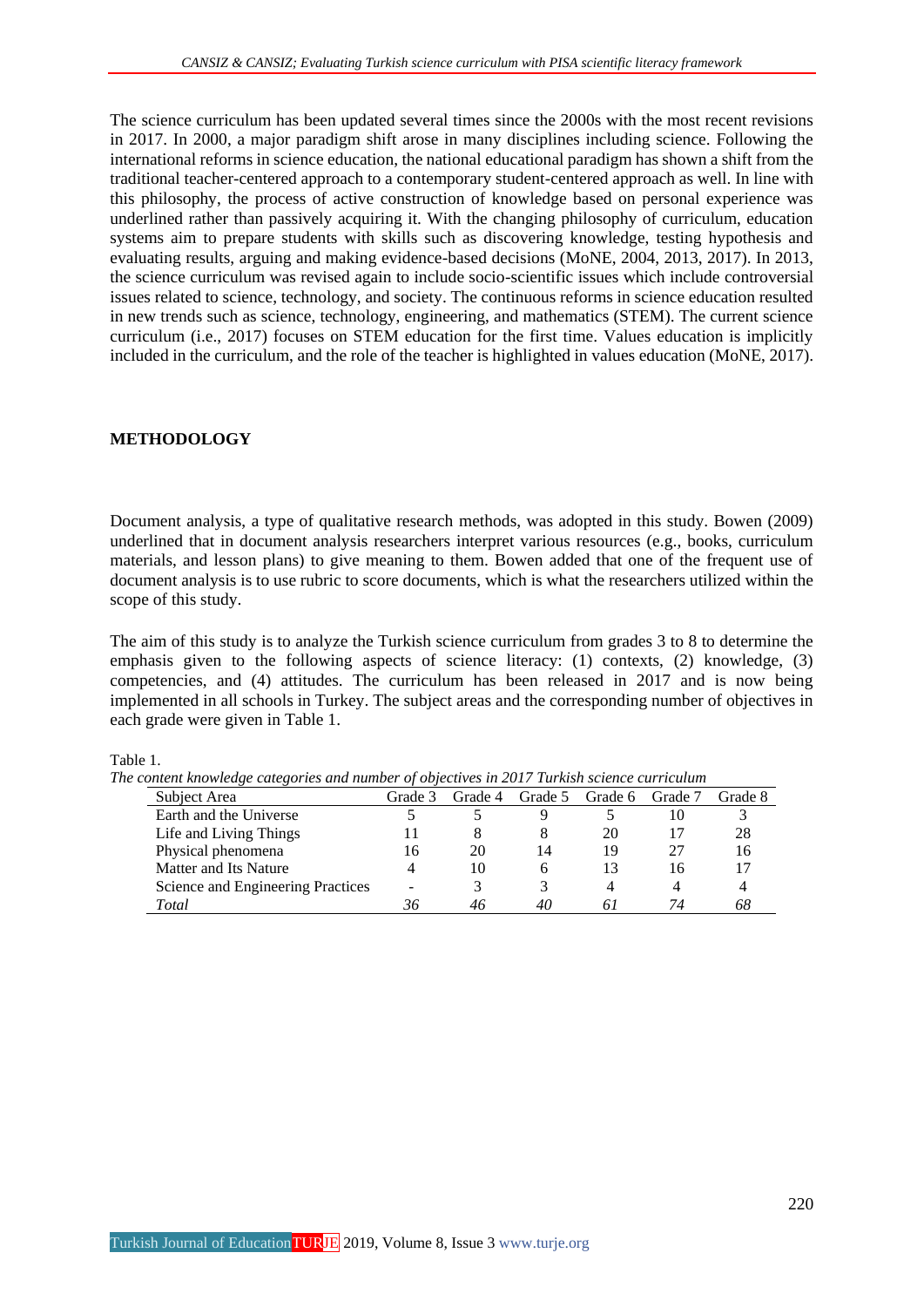The science curriculum has been updated several times since the 2000s with the most recent revisions in 2017. In 2000, a major paradigm shift arose in many disciplines including science. Following the international reforms in science education, the national educational paradigm has shown a shift from the traditional teacher-centered approach to a contemporary student-centered approach as well. In line with this philosophy, the process of active construction of knowledge based on personal experience was underlined rather than passively acquiring it. With the changing philosophy of curriculum, education systems aim to prepare students with skills such as discovering knowledge, testing hypothesis and evaluating results, arguing and making evidence-based decisions (MoNE, 2004, 2013, 2017). In 2013, the science curriculum was revised again to include socio-scientific issues which include controversial issues related to science, technology, and society. The continuous reforms in science education resulted in new trends such as science, technology, engineering, and mathematics (STEM). The current science curriculum (i.e., 2017) focuses on STEM education for the first time. Values education is implicitly included in the curriculum, and the role of the teacher is highlighted in values education (MoNE, 2017).

## METHODOLOGY

Document analysis, a type of qualitative research methods, was adopted in this study. Bowen (2009) underlined that in document analysis researchers interpret various resources (e.g., books, curriculum materials, and lesson plans) to give meaning to them. Bowen added that one of the frequent use of document analysis is to use rubric to score documents, which is what the researchers utilized within the scope of this study.

The aim of this study is to analyze the Turkish science curriculum from grades 3 to 8 to determine the emphasis given to the following aspects of science literacy: (1) contexts, (2) knowledge, (3) competencies, and (4) attitudes. The curriculum has been released in 2017 and is now being implemented in all schools in Turkey. The subject areas and the corresponding number of objectives in each grade were given in Table 1.

Table 1.
*The content knowledge categories and number of objectives in 2017 Turkish science curriculum*

| Subject Area | Grade 3 | Grade 4 | Grade 5 | Grade 6 | Grade 7 | Grade 8 |
|---|---|---|---|---|---|---|
| Earth and the Universe | 5 | 5 | 9 | 5 | 10 | 3 |
| Life and Living Things | 11 | 8 | 8 | 20 | 17 | 28 |
| Physical phenomena | 16 | 20 | 14 | 19 | 27 | 16 |
| Matter and Its Nature | 4 | 10 | 6 | 13 | 16 | 17 |
| Science and Engineering Practices | - | 3 | 3 | 4 | 4 | 4 |
| *Total* | *36* | *46* | *40* | *61* | *74* | *68* |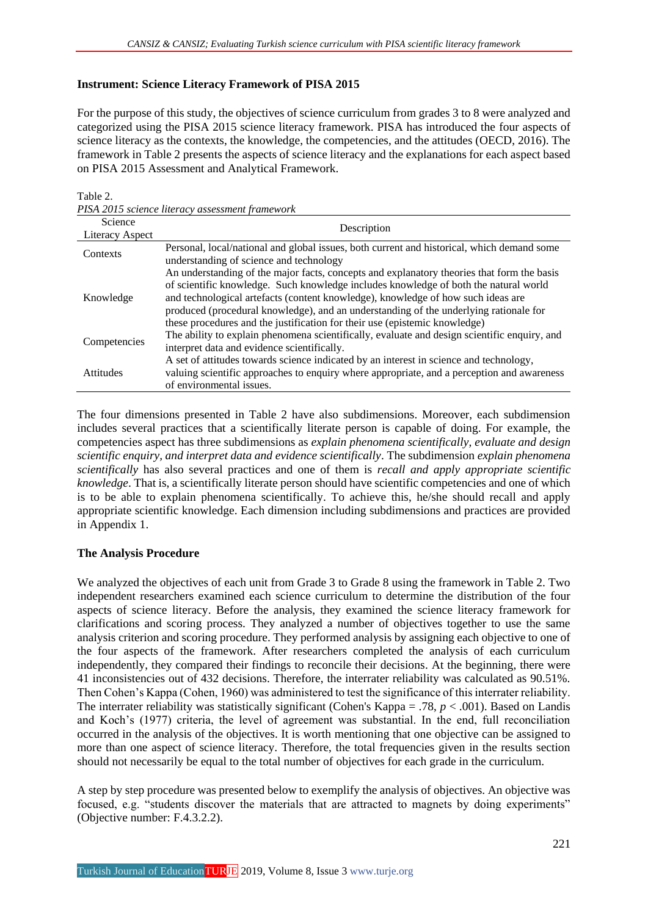## Instrument: Science Literacy Framework of PISA 2015

For the purpose of this study, the objectives of science curriculum from grades 3 to 8 were analyzed and categorized using the PISA 2015 science literacy framework. PISA has introduced the four aspects of science literacy as the contexts, the knowledge, the competencies, and the attitudes (OECD, 2016). The framework in Table 2 presents the aspects of science literacy and the explanations for each aspect based on PISA 2015 Assessment and Analytical Framework.

Table 2.
*PISA 2015 science literacy assessment framework*

| Science Literacy Aspect | Description |
|---|---|
| Contexts | Personal, local/national and global issues, both current and historical, which demand some understanding of science and technology |
| Knowledge | An understanding of the major facts, concepts and explanatory theories that form the basis of scientific knowledge. Such knowledge includes knowledge of both the natural world and technological artefacts (content knowledge), knowledge of how such ideas are produced (procedural knowledge), and an understanding of the underlying rationale for these procedures and the justification for their use (epistemic knowledge) |
| Competencies | The ability to explain phenomena scientifically, evaluate and design scientific enquiry, and interpret data and evidence scientifically. |
| Attitudes | A set of attitudes towards science indicated by an interest in science and technology, valuing scientific approaches to enquiry where appropriate, and a perception and awareness of environmental issues. |

The four dimensions presented in Table 2 have also subdimensions. Moreover, each subdimension includes several practices that a scientifically literate person is capable of doing. For example, the competencies aspect has three subdimensions as *explain phenomena scientifically*, *evaluate and design scientific enquiry, and interpret data and evidence scientifically*. The subdimension *explain phenomena scientifically* has also several practices and one of them is *recall and apply appropriate scientific knowledge*. That is, a scientifically literate person should have scientific competencies and one of which is to be able to explain phenomena scientifically. To achieve this, he/she should recall and apply appropriate scientific knowledge. Each dimension including subdimensions and practices are provided in Appendix 1.

## The Analysis Procedure

We analyzed the objectives of each unit from Grade 3 to Grade 8 using the framework in Table 2. Two independent researchers examined each science curriculum to determine the distribution of the four aspects of science literacy. Before the analysis, they examined the science literacy framework for clarifications and scoring process. They analyzed a number of objectives together to use the same analysis criterion and scoring procedure. They performed analysis by assigning each objective to one of the four aspects of the framework. After researchers completed the analysis of each curriculum independently, they compared their findings to reconcile their decisions. At the beginning, there were 41 inconsistencies out of 432 decisions. Therefore, the interrater reliability was calculated as 90.51%. Then Cohen's Kappa (Cohen, 1960) was administered to test the significance of this interrater reliability. The interrater reliability was statistically significant (Cohen's Kappa = .78, $p < .001$). Based on Landis and Koch's (1977) criteria, the level of agreement was substantial. In the end, full reconciliation occurred in the analysis of the objectives. It is worth mentioning that one objective can be assigned to more than one aspect of science literacy. Therefore, the total frequencies given in the results section should not necessarily be equal to the total number of objectives for each grade in the curriculum.

A step by step procedure was presented below to exemplify the analysis of objectives. An objective was focused, e.g. "students discover the materials that are attracted to magnets by doing experiments" (Objective number: F.4.3.2.2).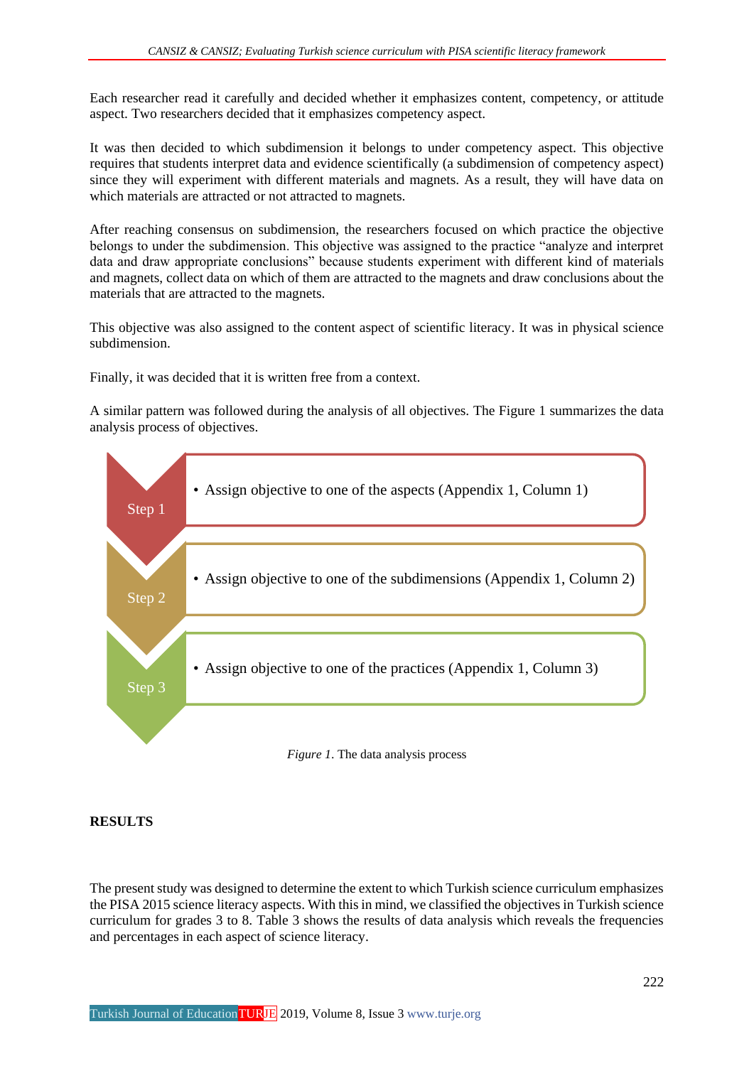Each researcher read it carefully and decided whether it emphasizes content, competency, or attitude aspect. Two researchers decided that it emphasizes competency aspect.

It was then decided to which subdimension it belongs to under competency aspect. This objective requires that students interpret data and evidence scientifically (a subdimension of competency aspect) since they will experiment with different materials and magnets. As a result, they will have data on which materials are attracted or not attracted to magnets.

After reaching consensus on subdimension, the researchers focused on which practice the objective belongs to under the subdimension. This objective was assigned to the practice "analyze and interpret data and draw appropriate conclusions" because students experiment with different kind of materials and magnets, collect data on which of them are attracted to the magnets and draw conclusions about the materials that are attracted to the magnets.

This objective was also assigned to the content aspect of scientific literacy. It was in physical science subdimension.

Finally, it was decided that it is written free from a context.

A similar pattern was followed during the analysis of all objectives. The Figure 1 summarizes the data analysis process of objectives.

Step 1
- Assign objective to one of the aspects (Appendix 1, Column 1)

Step 2
- Assign objective to one of the subdimensions (Appendix 1, Column 2)

Step 3
- Assign objective to one of the practices (Appendix 1, Column 3)

*Figure 1*. The data analysis process

## RESULTS

The present study was designed to determine the extent to which Turkish science curriculum emphasizes the PISA 2015 science literacy aspects. With this in mind, we classified the objectives in Turkish science curriculum for grades 3 to 8. Table 3 shows the results of data analysis which reveals the frequencies and percentages in each aspect of science literacy.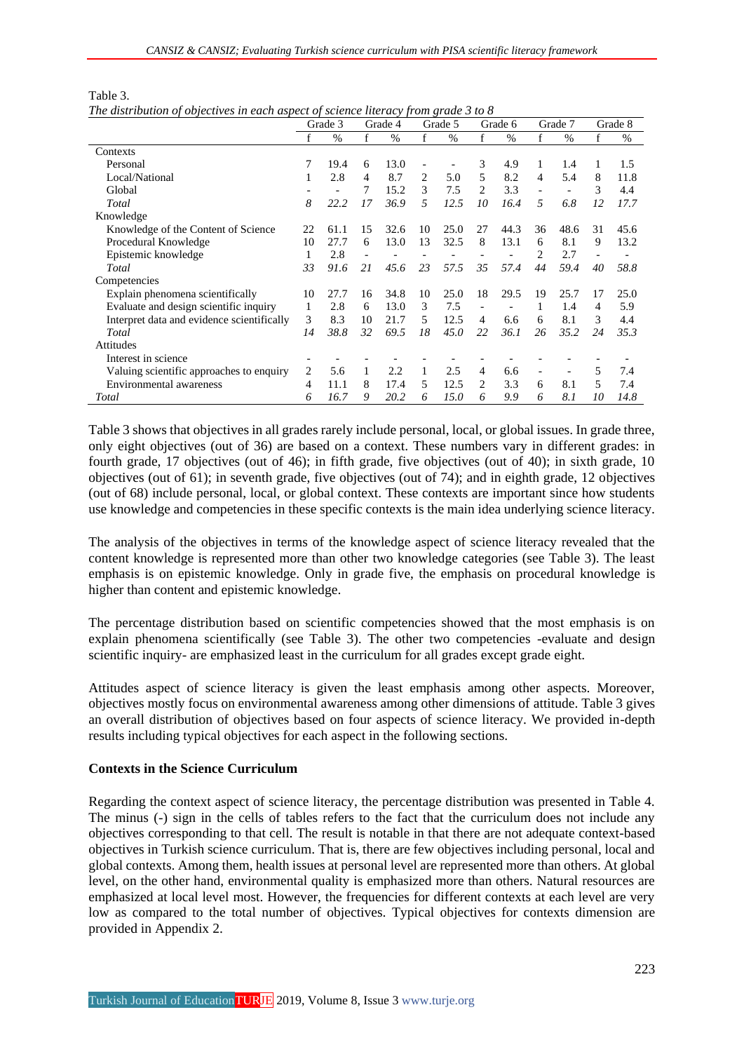Table 3.
*The distribution of objectives in each aspect of science literacy from grade 3 to 8*

| | Grade 3 | | Grade 4 | | Grade 5 | | Grade 6 | | Grade 7 | | Grade 8 | |
|---|---|---|---|---|---|---|---|---|---|---|---|---|
| | f | % | f | % | f | % | f | % | f | % | f | % |
| Contexts | | | | | | | | | | | | |
| Personal | 7 | 19.4 | 6 | 13.0 | - | - | 3 | 4.9 | 1 | 1.4 | 1 | 1.5 |
| Local/National | 1 | 2.8 | 4 | 8.7 | 2 | 5.0 | 5 | 8.2 | 4 | 5.4 | 8 | 11.8 |
| Global | - | - | 7 | 15.2 | 3 | 7.5 | 2 | 3.3 | - | - | 3 | 4.4 |
| *Total* | *8* | *22.2* | *17* | *36.9* | *5* | *12.5* | *10* | *16.4* | *5* | *6.8* | *12* | *17.7* |
| Knowledge | | | | | | | | | | | | |
| Knowledge of the Content of Science | 22 | 61.1 | 15 | 32.6 | 10 | 25.0 | 27 | 44.3 | 36 | 48.6 | 31 | 45.6 |
| Procedural Knowledge | 10 | 27.7 | 6 | 13.0 | 13 | 32.5 | 8 | 13.1 | 6 | 8.1 | 9 | 13.2 |
| Epistemic knowledge | 1 | 2.8 | - | - | - | - | - | - | 2 | 2.7 | - | - |
| *Total* | *33* | *91.6* | *21* | *45.6* | *23* | *57.5* | *35* | *57.4* | *44* | *59.4* | *40* | *58.8* |
| Competencies | | | | | | | | | | | | |
| Explain phenomena scientifically | 10 | 27.7 | 16 | 34.8 | 10 | 25.0 | 18 | 29.5 | 19 | 25.7 | 17 | 25.0 |
| Evaluate and design scientific inquiry | 1 | 2.8 | 6 | 13.0 | 3 | 7.5 | - | - | 1 | 1.4 | 4 | 5.9 |
| Interpret data and evidence scientifically | 3 | 8.3 | 10 | 21.7 | 5 | 12.5 | 4 | 6.6 | 6 | 8.1 | 3 | 4.4 |
| *Total* | *14* | *38.8* | *32* | *69.5* | *18* | *45.0* | *22* | *36.1* | *26* | *35.2* | *24* | *35.3* |
| Attitudes | | | | | | | | | | | | |
| Interest in science | - | - | - | - | - | - | - | - | - | - | - | - |
| Valuing scientific approaches to enquiry | 2 | 5.6 | 1 | 2.2 | 1 | 2.5 | 4 | 6.6 | - | - | 5 | 7.4 |
| Environmental awareness | 4 | 11.1 | 8 | 17.4 | 5 | 12.5 | 2 | 3.3 | 6 | 8.1 | 5 | 7.4 |
| *Total* | *6* | *16.7* | *9* | *20.2* | *6* | *15.0* | *6* | *9.9* | *6* | *8.1* | *10* | *14.8* |

Table 3 shows that objectives in all grades rarely include personal, local, or global issues. In grade three, only eight objectives (out of 36) are based on a context. These numbers vary in different grades: in fourth grade, 17 objectives (out of 46); in fifth grade, five objectives (out of 40); in sixth grade, 10 objectives (out of 61); in seventh grade, five objectives (out of 74); and in eighth grade, 12 objectives (out of 68) include personal, local, or global context. These contexts are important since how students use knowledge and competencies in these specific contexts is the main idea underlying science literacy.

The analysis of the objectives in terms of the knowledge aspect of science literacy revealed that the content knowledge is represented more than other two knowledge categories (see Table 3). The least emphasis is on epistemic knowledge. Only in grade five, the emphasis on procedural knowledge is higher than content and epistemic knowledge.

The percentage distribution based on scientific competencies showed that the most emphasis is on explain phenomena scientifically (see Table 3). The other two competencies -evaluate and design scientific inquiry- are emphasized least in the curriculum for all grades except grade eight.

Attitudes aspect of science literacy is given the least emphasis among other aspects. Moreover, objectives mostly focus on environmental awareness among other dimensions of attitude. Table 3 gives an overall distribution of objectives based on four aspects of science literacy. We provided in-depth results including typical objectives for each aspect in the following sections.

## Contexts in the Science Curriculum

Regarding the context aspect of science literacy, the percentage distribution was presented in Table 4. The minus (-) sign in the cells of tables refers to the fact that the curriculum does not include any objectives corresponding to that cell. The result is notable in that there are not adequate context-based objectives in Turkish science curriculum. That is, there are few objectives including personal, local and global contexts. Among them, health issues at personal level are represented more than others. At global level, on the other hand, environmental quality is emphasized more than others. Natural resources are emphasized at local level most. However, the frequencies for different contexts at each level are very low as compared to the total number of objectives. Typical objectives for contexts dimension are provided in Appendix 2.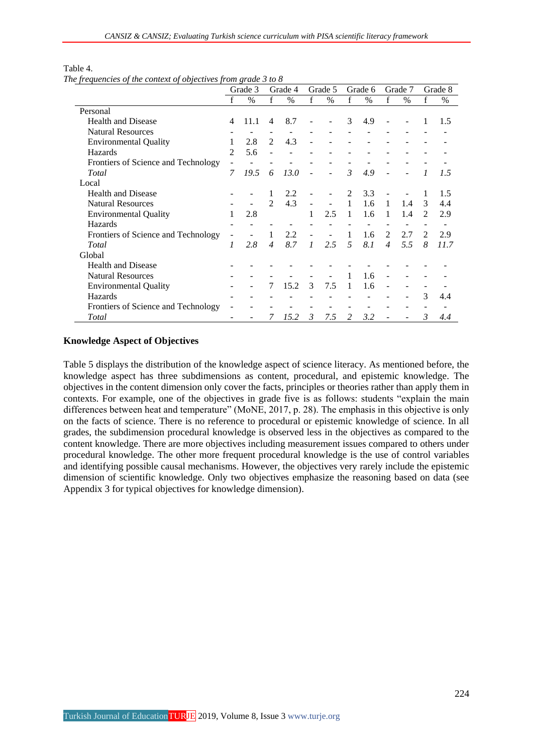Table 4.
*The frequencies of the context of objectives from grade 3 to 8*

| | Grade 3 | | Grade 4 | | Grade 5 | | Grade 6 | | Grade 7 | | Grade 8 | |
|---|---|---|---|---|---|---|---|---|---|---|---|---|
| | f | % | f | % | f | % | f | % | f | % | f | % |
| Personal | | | | | | | | | | | | |
| Health and Disease | 4 | 11.1 | 4 | 8.7 | - | - | 3 | 4.9 | - | - | 1 | 1.5 |
| Natural Resources | - | - | - | - | - | - | - | - | - | - | - | - |
| Environmental Quality | 1 | 2.8 | 2 | 4.3 | - | - | - | - | - | - | - | - |
| Hazards | 2 | 5.6 | - | - | - | - | - | - | - | - | - | - |
| Frontiers of Science and Technology | - | - | - | - | - | - | - | - | - | - | - | - |
| *Total* | *7* | *19.5* | *6* | *13.0* | - | - | *3* | *4.9* | - | - | *1* | *1.5* |
| Local | | | | | | | | | | | | |
| Health and Disease | - | - | 1 | 2.2 | - | - | 2 | 3.3 | - | - | 1 | 1.5 |
| Natural Resources | - | - | 2 | 4.3 | - | - | 1 | 1.6 | 1 | 1.4 | 3 | 4.4 |
| Environmental Quality | 1 | 2.8 | | | 1 | 2.5 | 1 | 1.6 | 1 | 1.4 | 2 | 2.9 |
| Hazards | - | - | - | - | - | - | - | - | - | - | - | - |
| Frontiers of Science and Technology | - | - | 1 | 2.2 | - | - | 1 | 1.6 | 2 | 2.7 | 2 | 2.9 |
| *Total* | *1* | *2.8* | *4* | *8.7* | *1* | *2.5* | *5* | *8.1* | *4* | *5.5* | *8* | *11.7* |
| Global | | | | | | | | | | | | |
| Health and Disease | - | - | - | - | - | - | - | - | - | - | - | - |
| Natural Resources | - | - | - | - | - | - | 1 | 1.6 | - | - | - | - |
| Environmental Quality | - | - | 7 | 15.2 | 3 | 7.5 | 1 | 1.6 | - | - | - | - |
| Hazards | - | - | - | - | - | - | - | - | - | - | 3 | 4.4 |
| Frontiers of Science and Technology | - | - | - | - | - | - | - | - | - | - | - | - |
| *Total* | - | - | *7* | *15.2* | *3* | *7.5* | *2* | *3.2* | - | - | *3* | *4.4* |

**Knowledge Aspect of Objectives**

Table 5 displays the distribution of the knowledge aspect of science literacy. As mentioned before, the knowledge aspect has three subdimensions as content, procedural, and epistemic knowledge. The objectives in the content dimension only cover the facts, principles or theories rather than apply them in contexts. For example, one of the objectives in grade five is as follows: students "explain the main differences between heat and temperature" (MoNE, 2017, p. 28). The emphasis in this objective is only on the facts of science. There is no reference to procedural or epistemic knowledge of science. In all grades, the subdimension procedural knowledge is observed less in the objectives as compared to the content knowledge. There are more objectives including measurement issues compared to others under procedural knowledge. The other more frequent procedural knowledge is the use of control variables and identifying possible causal mechanisms. However, the objectives very rarely include the epistemic dimension of scientific knowledge. Only two objectives emphasize the reasoning based on data (see Appendix 3 for typical objectives for knowledge dimension).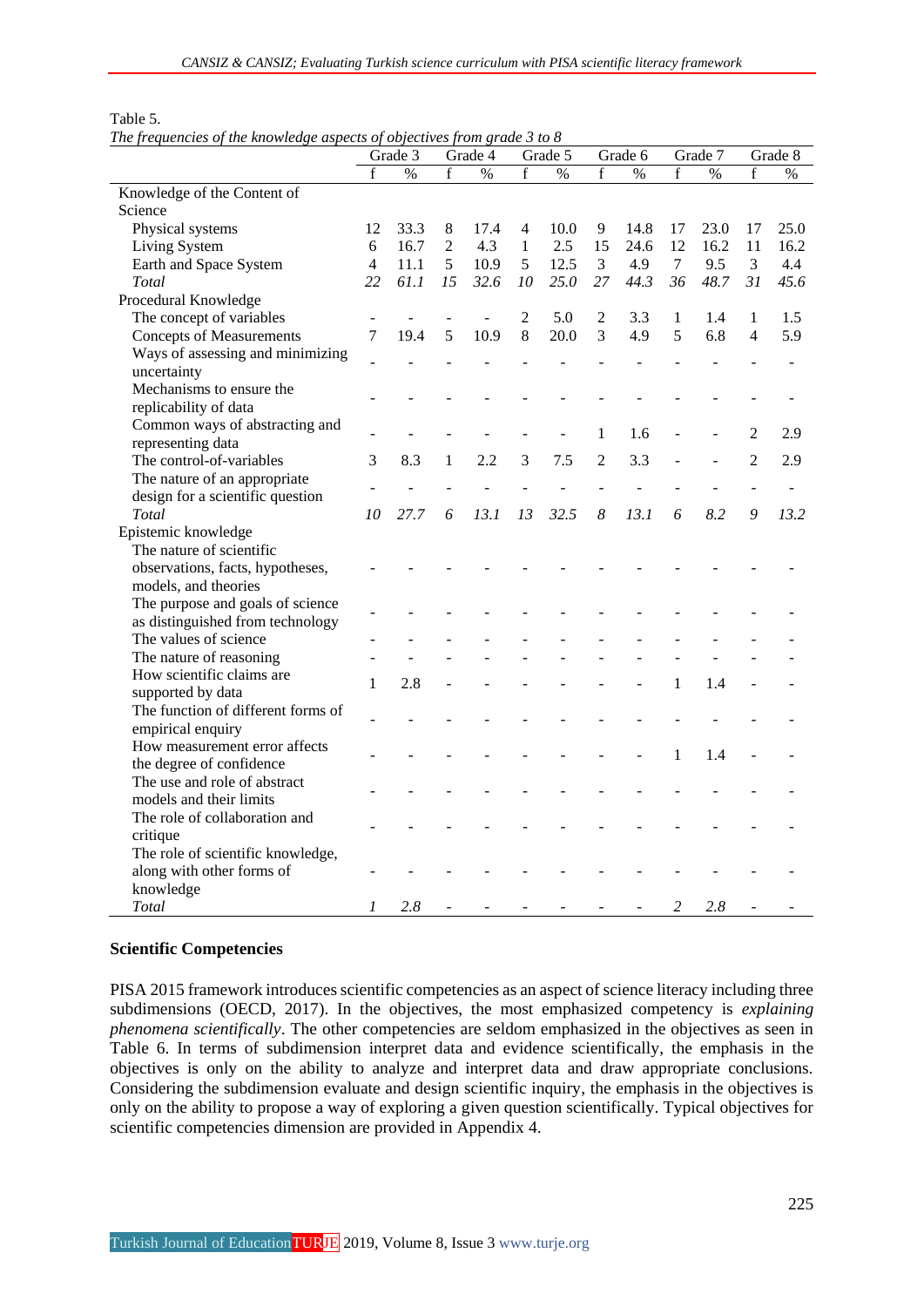Table 5.

*The frequencies of the knowledge aspects of objectives from grade 3 to 8*

| | Grade 3 | | Grade 4 | | Grade 5 | | Grade 6 | | Grade 7 | | Grade 8 | |
|---|---|---|---|---|---|---|---|---|---|---|---|---|
| | f | % | f | % | f | % | f | % | f | % | f | % |
| Knowledge of the Content of Science | | | | | | | | | | | | |
| Physical systems | 12 | 33.3 | 8 | 17.4 | 4 | 10.0 | 9 | 14.8 | 17 | 23.0 | 17 | 25.0 |
| Living System | 6 | 16.7 | 2 | 4.3 | 1 | 2.5 | 15 | 24.6 | 12 | 16.2 | 11 | 16.2 |
| Earth and Space System | 4 | 11.1 | 5 | 10.9 | 5 | 12.5 | 3 | 4.9 | 7 | 9.5 | 3 | 4.4 |
| *Total* | *22* | *61.1* | *15* | *32.6* | *10* | *25.0* | *27* | *44.3* | *36* | *48.7* | *31* | *45.6* |
| Procedural Knowledge | | | | | | | | | | | | |
| The concept of variables | - | - | - | - | 2 | 5.0 | 2 | 3.3 | 1 | 1.4 | 1 | 1.5 |
| Concepts of Measurements | 7 | 19.4 | 5 | 10.9 | 8 | 20.0 | 3 | 4.9 | 5 | 6.8 | 4 | 5.9 |
| Ways of assessing and minimizing uncertainty | - | - | - | - | - | - | - | - | - | - | - | - |
| Mechanisms to ensure the replicability of data | - | - | - | - | - | - | - | - | - | - | - | - |
| Common ways of abstracting and representing data | - | - | - | - | - | - | 1 | 1.6 | - | - | 2 | 2.9 |
| The control-of-variables | 3 | 8.3 | 1 | 2.2 | 3 | 7.5 | 2 | 3.3 | - | - | 2 | 2.9 |
| The nature of an appropriate design for a scientific question | - | - | - | - | - | - | - | - | - | - | - | - |
| *Total* | *10* | *27.7* | *6* | *13.1* | *13* | *32.5* | *8* | *13.1* | *6* | *8.2* | *9* | *13.2* |
| Epistemic knowledge | | | | | | | | | | | | |
| The nature of scientific observations, facts, hypotheses, models, and theories | - | - | - | - | - | - | - | - | - | - | - | - |
| The purpose and goals of science as distinguished from technology | - | - | - | - | - | - | - | - | - | - | - | - |
| The values of science | - | - | - | - | - | - | - | - | - | - | - | - |
| The nature of reasoning | - | - | - | - | - | - | - | - | - | - | - | - |
| How scientific claims are supported by data | 1 | 2.8 | - | - | - | - | - | - | 1 | 1.4 | - | - |
| The function of different forms of empirical enquiry | - | - | - | - | - | - | - | - | - | - | - | - |
| How measurement error affects the degree of confidence | - | - | - | - | - | - | - | - | 1 | 1.4 | - | - |
| The use and role of abstract models and their limits | - | - | - | - | - | - | - | - | - | - | - | - |
| The role of collaboration and critique | - | - | - | - | - | - | - | - | - | - | - | - |
| The role of scientific knowledge, along with other forms of knowledge | - | - | - | - | - | - | - | - | - | - | - | - |
| *Total* | *1* | *2.8* | - | - | - | - | - | - | *2* | *2.8* | - | - |

**Scientific Competencies**

PISA 2015 framework introduces scientific competencies as an aspect of science literacy including three subdimensions (OECD, 2017). In the objectives, the most emphasized competency is *explaining phenomena scientifically*. The other competencies are seldom emphasized in the objectives as seen in Table 6. In terms of subdimension interpret data and evidence scientifically, the emphasis in the objectives is only on the ability to analyze and interpret data and draw appropriate conclusions. Considering the subdimension evaluate and design scientific inquiry, the emphasis in the objectives is only on the ability to propose a way of exploring a given question scientifically. Typical objectives for scientific competencies dimension are provided in Appendix 4.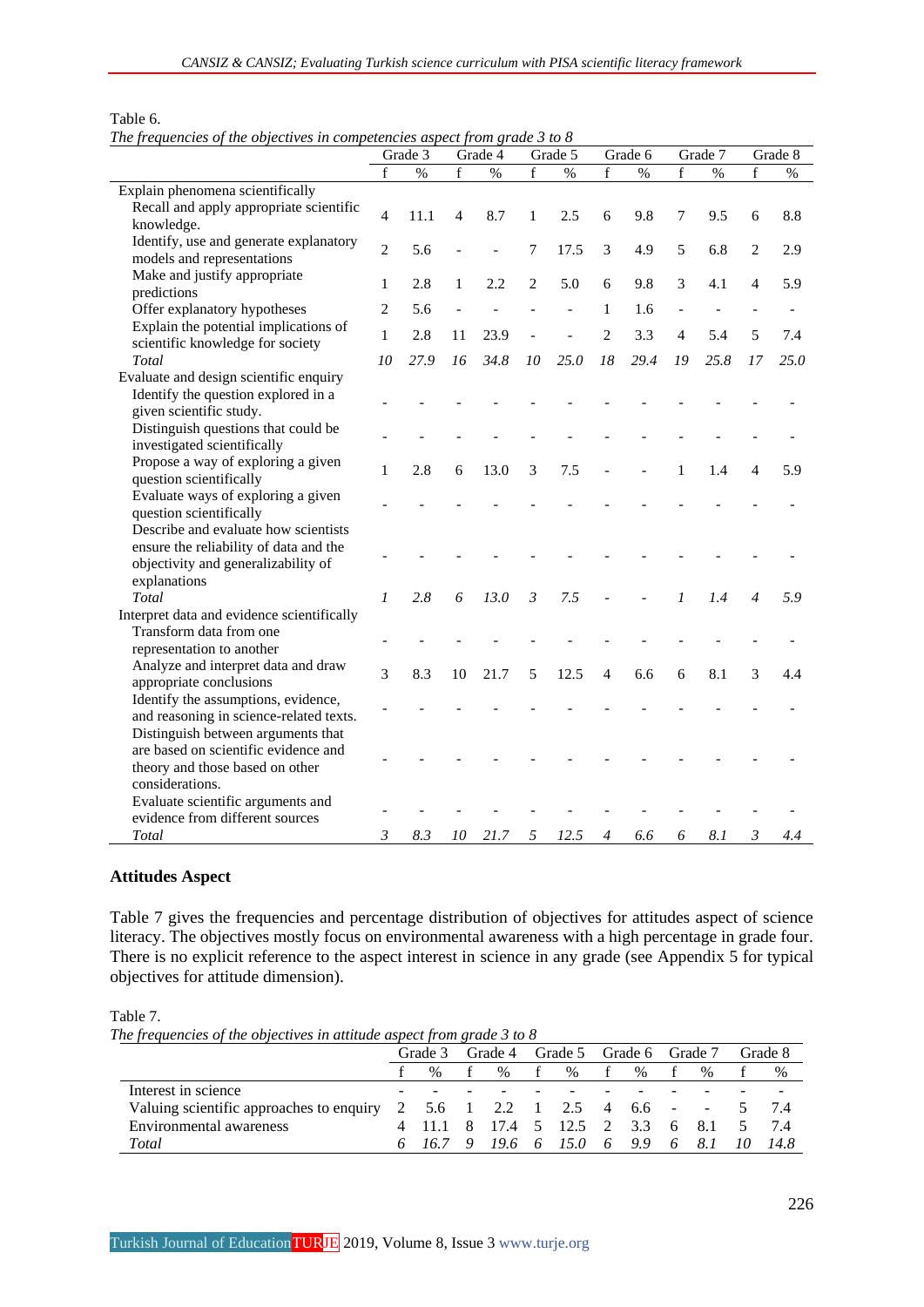Table 6.
*The frequencies of the objectives in competencies aspect from grade 3 to 8*

| | Grade 3 | | Grade 4 | | Grade 5 | | Grade 6 | | Grade 7 | | Grade 8 | |
|---|---|---|---|---|---|---|---|---|---|---|---|---|
| | f | % | f | % | f | % | f | % | f | % | f | % |
| Explain phenomena scientifically | | | | | | | | | | | | |
| Recall and apply appropriate scientific knowledge. | 4 | 11.1 | 4 | 8.7 | 1 | 2.5 | 6 | 9.8 | 7 | 9.5 | 6 | 8.8 |
| Identify, use and generate explanatory models and representations | 2 | 5.6 | - | - | 7 | 17.5 | 3 | 4.9 | 5 | 6.8 | 2 | 2.9 |
| Make and justify appropriate predictions | 1 | 2.8 | 1 | 2.2 | 2 | 5.0 | 6 | 9.8 | 3 | 4.1 | 4 | 5.9 |
| Offer explanatory hypotheses | 2 | 5.6 | - | - | - | - | 1 | 1.6 | - | - | - | - |
| Explain the potential implications of scientific knowledge for society | 1 | 2.8 | 11 | 23.9 | - | - | 2 | 3.3 | 4 | 5.4 | 5 | 7.4 |
| *Total* | *10* | *27.9* | *16* | *34.8* | *10* | *25.0* | *18* | *29.4* | *19* | *25.8* | *17* | *25.0* |
| Evaluate and design scientific enquiry | | | | | | | | | | | | |
| Identify the question explored in a given scientific study. | - | - | - | - | - | - | - | - | - | - | - | - |
| Distinguish questions that could be investigated scientifically | - | - | - | - | - | - | - | - | - | - | - | - |
| Propose a way of exploring a given question scientifically | 1 | 2.8 | 6 | 13.0 | 3 | 7.5 | - | - | 1 | 1.4 | 4 | 5.9 |
| Evaluate ways of exploring a given question scientifically | - | - | - | - | - | - | - | - | - | - | - | - |
| Describe and evaluate how scientists ensure the reliability of data and the objectivity and generalizability of explanations | - | - | - | - | - | - | - | - | - | - | - | - |
| *Total* | *1* | *2.8* | *6* | *13.0* | *3* | *7.5* | - | - | *1* | *1.4* | *4* | *5.9* |
| Interpret data and evidence scientifically | | | | | | | | | | | | |
| Transform data from one representation to another | - | - | - | - | - | - | - | - | - | - | - | - |
| Analyze and interpret data and draw appropriate conclusions | 3 | 8.3 | 10 | 21.7 | 5 | 12.5 | 4 | 6.6 | 6 | 8.1 | 3 | 4.4 |
| Identify the assumptions, evidence, and reasoning in science-related texts. | - | - | - | - | - | - | - | - | - | - | - | - |
| Distinguish between arguments that are based on scientific evidence and theory and those based on other considerations. | - | - | - | - | - | - | - | - | - | - | - | - |
| Evaluate scientific arguments and evidence from different sources | - | - | - | - | - | - | - | - | - | - | - | - |
| *Total* | *3* | *8.3* | *10* | *21.7* | *5* | *12.5* | *4* | *6.6* | *6* | *8.1* | *3* | *4.4* |

## Attitudes Aspect

Table 7 gives the frequencies and percentage distribution of objectives for attitudes aspect of science literacy. The objectives mostly focus on environmental awareness with a high percentage in grade four. There is no explicit reference to the aspect interest in science in any grade (see Appendix 5 for typical objectives for attitude dimension).

Table 7.
*The frequencies of the objectives in attitude aspect from grade 3 to 8*

| | Grade 3 | | Grade 4 | | Grade 5 | | Grade 6 | | Grade 7 | | Grade 8 | |
|---|---|---|---|---|---|---|---|---|---|---|---|---|
| | f | % | f | % | f | % | f | % | f | % | f | % |
| Interest in science | - | - | - | - | - | - | - | - | - | - | - | - |
| Valuing scientific approaches to enquiry | 2 | 5.6 | 1 | 2.2 | 1 | 2.5 | 4 | 6.6 | - | - | 5 | 7.4 |
| Environmental awareness | 4 | 11.1 | 8 | 17.4 | 5 | 12.5 | 2 | 3.3 | 6 | 8.1 | 5 | 7.4 |
| *Total* | *6* | *16.7* | *9* | *19.6* | *6* | *15.0* | *6* | *9.9* | *6* | *8.1* | *10* | *14.8* |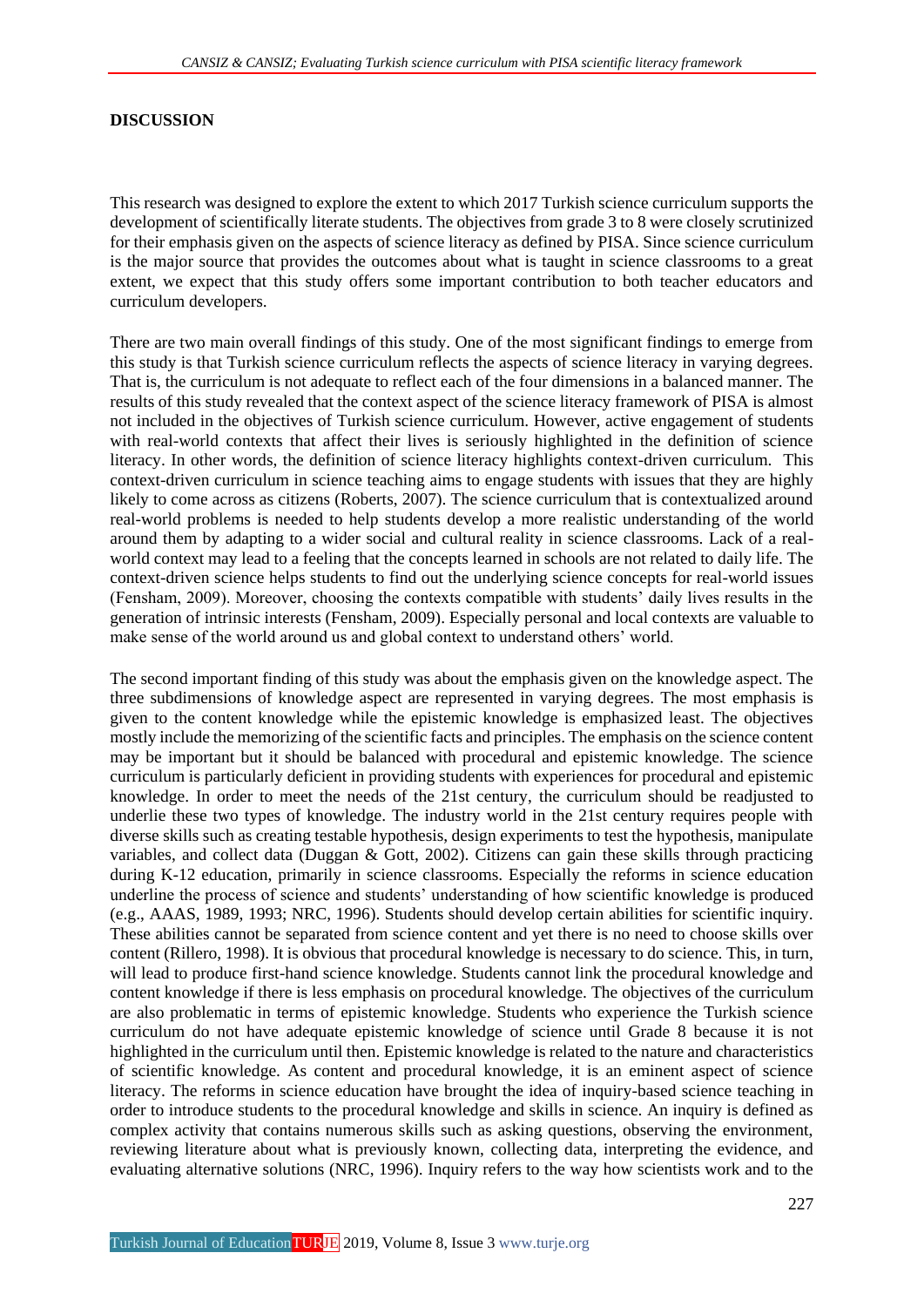## DISCUSSION

This research was designed to explore the extent to which 2017 Turkish science curriculum supports the development of scientifically literate students. The objectives from grade 3 to 8 were closely scrutinized for their emphasis given on the aspects of science literacy as defined by PISA. Since science curriculum is the major source that provides the outcomes about what is taught in science classrooms to a great extent, we expect that this study offers some important contribution to both teacher educators and curriculum developers.

There are two main overall findings of this study. One of the most significant findings to emerge from this study is that Turkish science curriculum reflects the aspects of science literacy in varying degrees. That is, the curriculum is not adequate to reflect each of the four dimensions in a balanced manner. The results of this study revealed that the context aspect of the science literacy framework of PISA is almost not included in the objectives of Turkish science curriculum. However, active engagement of students with real-world contexts that affect their lives is seriously highlighted in the definition of science literacy. In other words, the definition of science literacy highlights context-driven curriculum. This context-driven curriculum in science teaching aims to engage students with issues that they are highly likely to come across as citizens (Roberts, 2007). The science curriculum that is contextualized around real-world problems is needed to help students develop a more realistic understanding of the world around them by adapting to a wider social and cultural reality in science classrooms. Lack of a real-world context may lead to a feeling that the concepts learned in schools are not related to daily life. The context-driven science helps students to find out the underlying science concepts for real-world issues (Fensham, 2009). Moreover, choosing the contexts compatible with students' daily lives results in the generation of intrinsic interests (Fensham, 2009). Especially personal and local contexts are valuable to make sense of the world around us and global context to understand others' world.

The second important finding of this study was about the emphasis given on the knowledge aspect. The three subdimensions of knowledge aspect are represented in varying degrees. The most emphasis is given to the content knowledge while the epistemic knowledge is emphasized least. The objectives mostly include the memorizing of the scientific facts and principles. The emphasis on the science content may be important but it should be balanced with procedural and epistemic knowledge. The science curriculum is particularly deficient in providing students with experiences for procedural and epistemic knowledge. In order to meet the needs of the 21st century, the curriculum should be readjusted to underlie these two types of knowledge. The industry world in the 21st century requires people with diverse skills such as creating testable hypothesis, design experiments to test the hypothesis, manipulate variables, and collect data (Duggan & Gott, 2002). Citizens can gain these skills through practicing during K-12 education, primarily in science classrooms. Especially the reforms in science education underline the process of science and students' understanding of how scientific knowledge is produced (e.g., AAAS, 1989, 1993; NRC, 1996). Students should develop certain abilities for scientific inquiry. These abilities cannot be separated from science content and yet there is no need to choose skills over content (Rillero, 1998). It is obvious that procedural knowledge is necessary to do science. This, in turn, will lead to produce first-hand science knowledge. Students cannot link the procedural knowledge and content knowledge if there is less emphasis on procedural knowledge. The objectives of the curriculum are also problematic in terms of epistemic knowledge. Students who experience the Turkish science curriculum do not have adequate epistemic knowledge of science until Grade 8 because it is not highlighted in the curriculum until then. Epistemic knowledge is related to the nature and characteristics of scientific knowledge. As content and procedural knowledge, it is an eminent aspect of science literacy. The reforms in science education have brought the idea of inquiry-based science teaching in order to introduce students to the procedural knowledge and skills in science. An inquiry is defined as complex activity that contains numerous skills such as asking questions, observing the environment, reviewing literature about what is previously known, collecting data, interpreting the evidence, and evaluating alternative solutions (NRC, 1996). Inquiry refers to the way how scientists work and to the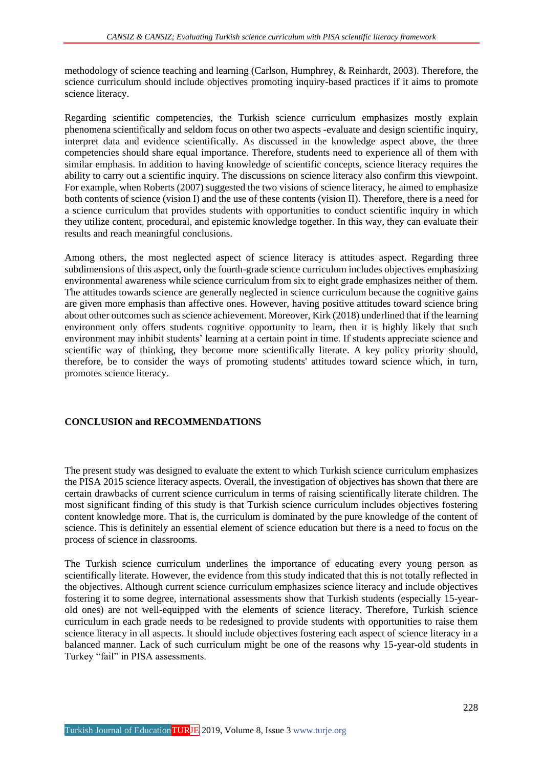methodology of science teaching and learning (Carlson, Humphrey, & Reinhardt, 2003). Therefore, the science curriculum should include objectives promoting inquiry-based practices if it aims to promote science literacy.

Regarding scientific competencies, the Turkish science curriculum emphasizes mostly explain phenomena scientifically and seldom focus on other two aspects -evaluate and design scientific inquiry, interpret data and evidence scientifically. As discussed in the knowledge aspect above, the three competencies should share equal importance. Therefore, students need to experience all of them with similar emphasis. In addition to having knowledge of scientific concepts, science literacy requires the ability to carry out a scientific inquiry. The discussions on science literacy also confirm this viewpoint. For example, when Roberts (2007) suggested the two visions of science literacy, he aimed to emphasize both contents of science (vision I) and the use of these contents (vision II). Therefore, there is a need for a science curriculum that provides students with opportunities to conduct scientific inquiry in which they utilize content, procedural, and epistemic knowledge together. In this way, they can evaluate their results and reach meaningful conclusions.

Among others, the most neglected aspect of science literacy is attitudes aspect. Regarding three subdimensions of this aspect, only the fourth-grade science curriculum includes objectives emphasizing environmental awareness while science curriculum from six to eight grade emphasizes neither of them. The attitudes towards science are generally neglected in science curriculum because the cognitive gains are given more emphasis than affective ones. However, having positive attitudes toward science bring about other outcomes such as science achievement. Moreover, Kirk (2018) underlined that if the learning environment only offers students cognitive opportunity to learn, then it is highly likely that such environment may inhibit students' learning at a certain point in time. If students appreciate science and scientific way of thinking, they become more scientifically literate. A key policy priority should, therefore, be to consider the ways of promoting students' attitudes toward science which, in turn, promotes science literacy.

## CONCLUSION and RECOMMENDATIONS

The present study was designed to evaluate the extent to which Turkish science curriculum emphasizes the PISA 2015 science literacy aspects. Overall, the investigation of objectives has shown that there are certain drawbacks of current science curriculum in terms of raising scientifically literate children. The most significant finding of this study is that Turkish science curriculum includes objectives fostering content knowledge more. That is, the curriculum is dominated by the pure knowledge of the content of science. This is definitely an essential element of science education but there is a need to focus on the process of science in classrooms.

The Turkish science curriculum underlines the importance of educating every young person as scientifically literate. However, the evidence from this study indicated that this is not totally reflected in the objectives. Although current science curriculum emphasizes science literacy and include objectives fostering it to some degree, international assessments show that Turkish students (especially 15-year-old ones) are not well-equipped with the elements of science literacy. Therefore, Turkish science curriculum in each grade needs to be redesigned to provide students with opportunities to raise them science literacy in all aspects. It should include objectives fostering each aspect of science literacy in a balanced manner. Lack of such curriculum might be one of the reasons why 15-year-old students in Turkey "fail" in PISA assessments.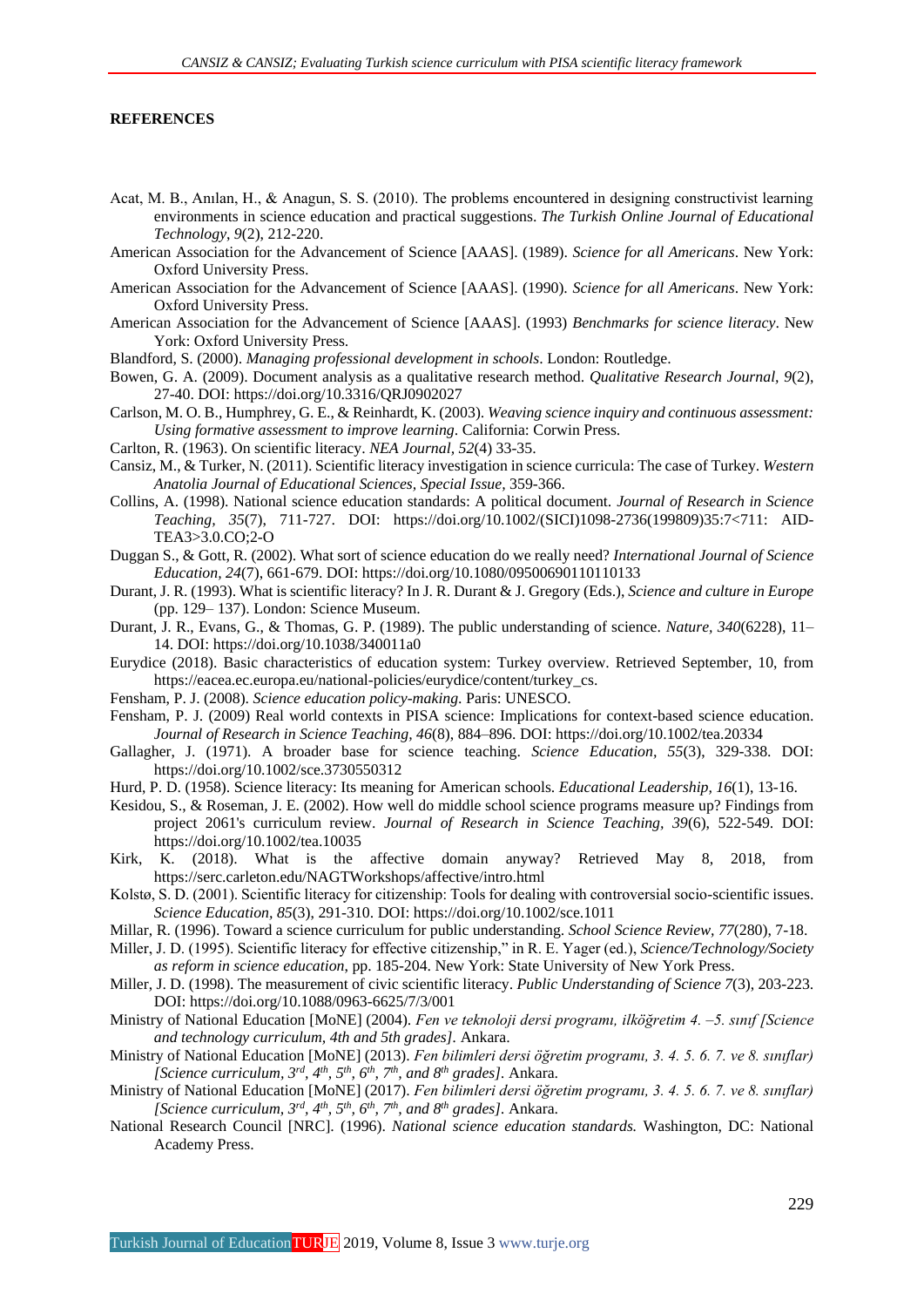**REFERENCES**

Acat, M. B., Anılan, H., & Anagun, S. S. (2010). The problems encountered in designing constructivist learning environments in science education and practical suggestions. *The Turkish Online Journal of Educational Technology, 9*(2), 212-220.

American Association for the Advancement of Science [AAAS]. (1989). *Science for all Americans*. New York: Oxford University Press.

American Association for the Advancement of Science [AAAS]. (1990). *Science for all Americans*. New York: Oxford University Press.

American Association for the Advancement of Science [AAAS]. (1993) *Benchmarks for science literacy*. New York: Oxford University Press.

Blandford, S. (2000). *Managing professional development in schools*. London: Routledge.

Bowen, G. A. (2009). Document analysis as a qualitative research method. *Qualitative Research Journal, 9*(2), 27-40. DOI: https://doi.org/10.3316/QRJ0902027

Carlson, M. O. B., Humphrey, G. E., & Reinhardt, K. (2003). *Weaving science inquiry and continuous assessment: Using formative assessment to improve learning*. California: Corwin Press.

Carlton, R. (1963). On scientific literacy. *NEA Journal, 52*(4) 33-35.

Cansiz, M., & Turker, N. (2011). Scientific literacy investigation in science curricula: The case of Turkey. *Western Anatolia Journal of Educational Sciences, Special Issue*, 359-366.

Collins, A. (1998). National science education standards: A political document. *Journal of Research in Science Teaching, 35*(7), 711-727. DOI: https://doi.org/10.1002/(SICI)1098-2736(199809)35:7<711: AID-TEA3>3.0.CO;2-O

Duggan S., & Gott, R. (2002). What sort of science education do we really need? *International Journal of Science Education, 24*(7), 661-679. DOI: https://doi.org/10.1080/09500690110110133

Durant, J. R. (1993). What is scientific literacy? In J. R. Durant & J. Gregory (Eds.), *Science and culture in Europe* (pp. 129– 137). London: Science Museum.

Durant, J. R., Evans, G., & Thomas, G. P. (1989). The public understanding of science. *Nature, 340*(6228), 11–14. DOI: https://doi.org/10.1038/340011a0

Eurydice (2018). Basic characteristics of education system: Turkey overview. Retrieved September, 10, from https://eacea.ec.europa.eu/national-policies/eurydice/content/turkey_cs.

Fensham, P. J. (2008). *Science education policy-making*. Paris: UNESCO.

Fensham, P. J. (2009) Real world contexts in PISA science: Implications for context-based science education. *Journal of Research in Science Teaching, 46*(8), 884–896. DOI: https://doi.org/10.1002/tea.20334

Gallagher, J. (1971). A broader base for science teaching. *Science Education, 55*(3), 329-338. DOI: https://doi.org/10.1002/sce.3730550312

Hurd, P. D. (1958). Science literacy: Its meaning for American schools. *Educational Leadership, 16*(1), 13-16.

Kesidou, S., & Roseman, J. E. (2002). How well do middle school science programs measure up? Findings from project 2061's curriculum review. *Journal of Research in Science Teaching, 39*(6), 522-549. DOI: https://doi.org/10.1002/tea.10035

Kirk, K. (2018). What is the affective domain anyway? Retrieved May 8, 2018, from https://serc.carleton.edu/NAGTWorkshops/affective/intro.html

Kolstø, S. D. (2001). Scientific literacy for citizenship: Tools for dealing with controversial socio-scientific issues. *Science Education, 85*(3), 291-310. DOI: https://doi.org/10.1002/sce.1011

Millar, R. (1996). Toward a science curriculum for public understanding. *School Science Review, 77*(280), 7-18.

Miller, J. D. (1995). Scientific literacy for effective citizenship," in R. E. Yager (ed.), *Science/Technology/Society as reform in science education*, pp. 185-204. New York: State University of New York Press.

Miller, J. D. (1998). The measurement of civic scientific literacy. *Public Understanding of Science 7*(3), 203-223. DOI: https://doi.org/10.1088/0963-6625/7/3/001

Ministry of National Education [MoNE] (2004). *Fen ve teknoloji dersi programı, ilköğretim 4. –5. sınıf [Science and technology curriculum, 4th and 5th grades]*. Ankara.

Ministry of National Education [MoNE] (2013). *Fen bilimleri dersi öğretim programı, 3. 4. 5. 6. 7. ve 8. sınıflar) [Science curriculum, 3rd, 4th, 5th, 6th, 7th, and 8th grades]*. Ankara.

Ministry of National Education [MoNE] (2017). *Fen bilimleri dersi öğretim programı, 3. 4. 5. 6. 7. ve 8. sınıflar) [Science curriculum, 3rd, 4th, 5th, 6th, 7th, and 8th grades]*. Ankara.

National Research Council [NRC]. (1996). *National science education standards.* Washington, DC: National Academy Press.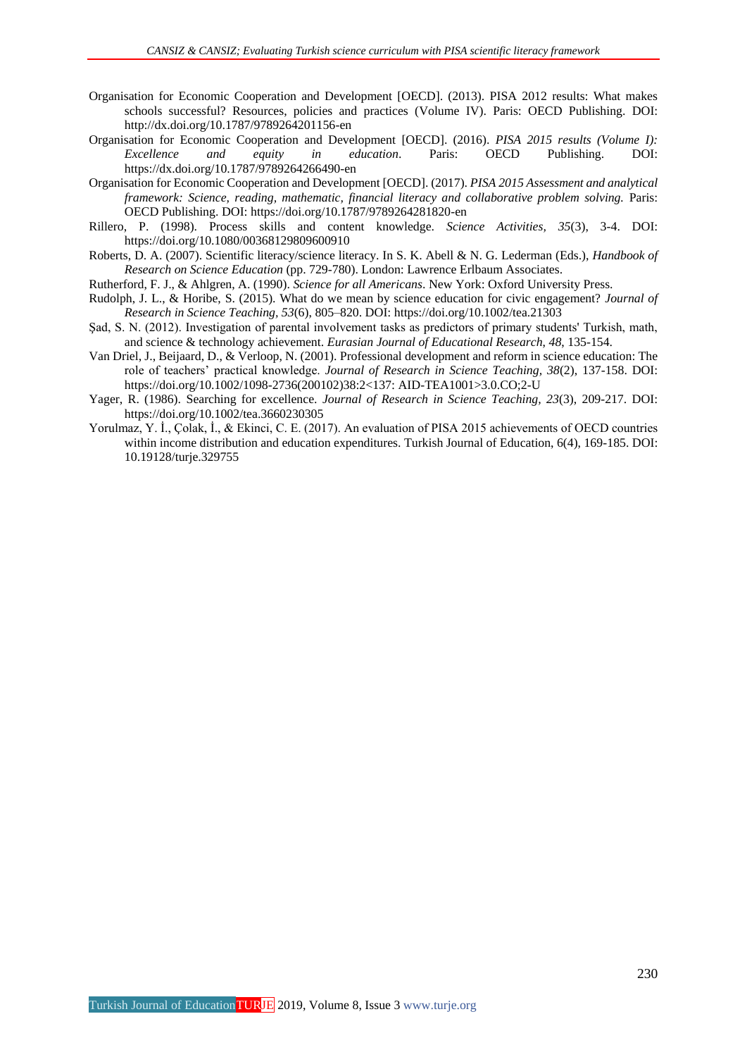Organisation for Economic Cooperation and Development [OECD]. (2013). PISA 2012 results: What makes schools successful? Resources, policies and practices (Volume IV). Paris: OECD Publishing. DOI: http://dx.doi.org/10.1787/9789264201156-en

Organisation for Economic Cooperation and Development [OECD]. (2016). *PISA 2015 results (Volume I): Excellence and equity in education*. Paris: OECD Publishing. DOI: https://dx.doi.org/10.1787/9789264266490-en

Organisation for Economic Cooperation and Development [OECD]. (2017). *PISA 2015 Assessment and analytical framework: Science, reading, mathematic, financial literacy and collaborative problem solving.* Paris: OECD Publishing. DOI: https://doi.org/10.1787/9789264281820-en

Rillero, P. (1998). Process skills and content knowledge. *Science Activities, 35*(3), 3-4. DOI: https://doi.org/10.1080/00368129809600910

Roberts, D. A. (2007). Scientific literacy/science literacy. In S. K. Abell & N. G. Lederman (Eds.), *Handbook of Research on Science Education* (pp. 729-780). London: Lawrence Erlbaum Associates.

Rutherford, F. J., & Ahlgren, A. (1990). *Science for all Americans*. New York: Oxford University Press.

Rudolph, J. L., & Horibe, S. (2015). What do we mean by science education for civic engagement? *Journal of Research in Science Teaching, 53*(6), 805–820. DOI: https://doi.org/10.1002/tea.21303

Şad, S. N. (2012). Investigation of parental involvement tasks as predictors of primary students' Turkish, math, and science & technology achievement. *Eurasian Journal of Educational Research, 48*, 135-154.

Van Driel, J., Beijaard, D., & Verloop, N. (2001). Professional development and reform in science education: The role of teachers' practical knowledge. *Journal of Research in Science Teaching, 38*(2), 137-158. DOI: https://doi.org/10.1002/1098-2736(200102)38:2<137: AID-TEA1001>3.0.CO;2-U

Yager, R. (1986). Searching for excellence. *Journal of Research in Science Teaching, 23*(3), 209-217. DOI: https://doi.org/10.1002/tea.3660230305

Yorulmaz, Y. İ., Çolak, İ., & Ekinci, C. E. (2017). An evaluation of PISA 2015 achievements of OECD countries within income distribution and education expenditures. Turkish Journal of Education, 6(4), 169-185. DOI: 10.19128/turje.329755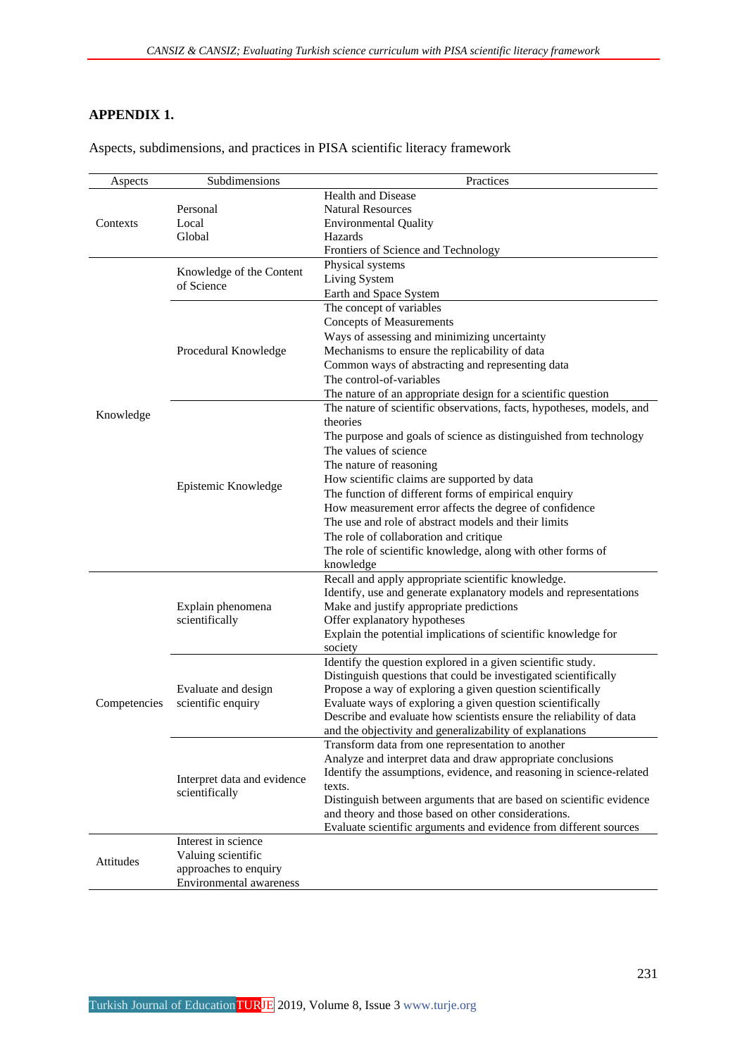## APPENDIX 1.

Aspects, subdimensions, and practices in PISA scientific literacy framework

| Aspects | Subdimensions | Practices |
|---|---|---|
| Contexts | Personal<br>Local<br>Global | Health and Disease<br>Natural Resources<br>Environmental Quality<br>Hazards<br>Frontiers of Science and Technology |
| Knowledge | Knowledge of the Content of Science | Physical systems<br>Living System<br>Earth and Space System |
| | Procedural Knowledge | The concept of variables<br>Concepts of Measurements<br>Ways of assessing and minimizing uncertainty<br>Mechanisms to ensure the replicability of data<br>Common ways of abstracting and representing data<br>The control-of-variables<br>The nature of an appropriate design for a scientific question |
| | Epistemic Knowledge | The nature of scientific observations, facts, hypotheses, models, and theories<br>The purpose and goals of science as distinguished from technology<br>The values of science<br>The nature of reasoning<br>How scientific claims are supported by data<br>The function of different forms of empirical enquiry<br>How measurement error affects the degree of confidence<br>The use and role of abstract models and their limits<br>The role of collaboration and critique<br>The role of scientific knowledge, along with other forms of knowledge |
| Competencies | Explain phenomena scientifically | Recall and apply appropriate scientific knowledge.<br>Identify, use and generate explanatory models and representations<br>Make and justify appropriate predictions<br>Offer explanatory hypotheses<br>Explain the potential implications of scientific knowledge for society |
| | Evaluate and design scientific enquiry | Identify the question explored in a given scientific study.<br>Distinguish questions that could be investigated scientifically<br>Propose a way of exploring a given question scientifically<br>Evaluate ways of exploring a given question scientifically<br>Describe and evaluate how scientists ensure the reliability of data and the objectivity and generalizability of explanations |
| | Interpret data and evidence scientifically | Transform data from one representation to another<br>Analyze and interpret data and draw appropriate conclusions<br>Identify the assumptions, evidence, and reasoning in science-related texts.<br>Distinguish between arguments that are based on scientific evidence and theory and those based on other considerations.<br>Evaluate scientific arguments and evidence from different sources |
| Attitudes | Interest in science<br>Valuing scientific approaches to enquiry<br>Environmental awareness | |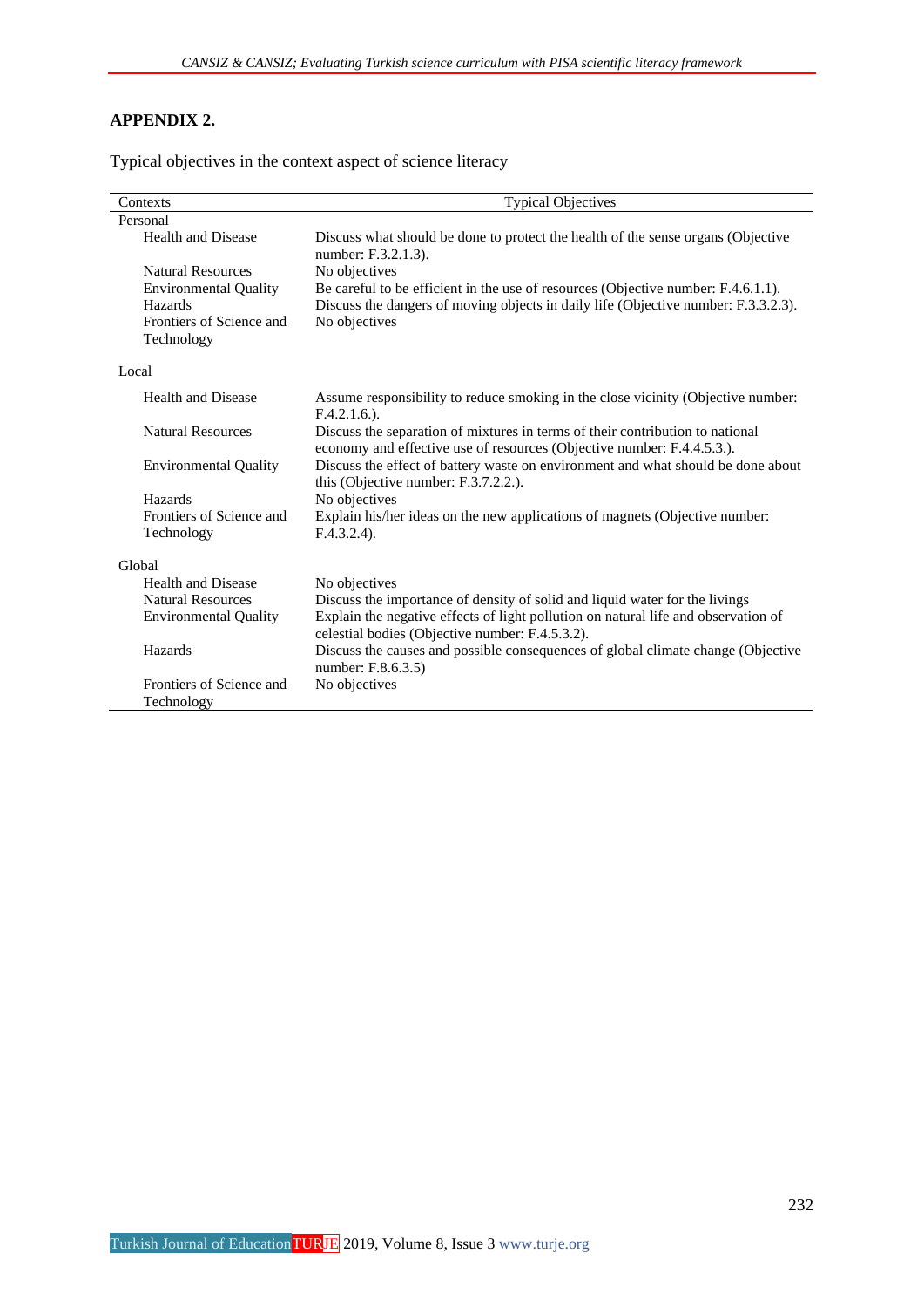## APPENDIX 2.

Typical objectives in the context aspect of science literacy

| Contexts | Typical Objectives |
|---|---|
| Personal | |
| Health and Disease | Discuss what should be done to protect the health of the sense organs (Objective number: F.3.2.1.3). |
| Natural Resources | No objectives |
| Environmental Quality | Be careful to be efficient in the use of resources (Objective number: F.4.6.1.1). |
| Hazards | Discuss the dangers of moving objects in daily life (Objective number: F.3.3.2.3). |
| Frontiers of Science and Technology | No objectives |
| Local | |
| Health and Disease | Assume responsibility to reduce smoking in the close vicinity (Objective number: F.4.2.1.6.). |
| Natural Resources | Discuss the separation of mixtures in terms of their contribution to national economy and effective use of resources (Objective number: F.4.4.5.3.). |
| Environmental Quality | Discuss the effect of battery waste on environment and what should be done about this (Objective number: F.3.7.2.2.). |
| Hazards | No objectives |
| Frontiers of Science and Technology | Explain his/her ideas on the new applications of magnets (Objective number: F.4.3.2.4). |
| Global | |
| Health and Disease | No objectives |
| Natural Resources | Discuss the importance of density of solid and liquid water for the livings |
| Environmental Quality | Explain the negative effects of light pollution on natural life and observation of celestial bodies (Objective number: F.4.5.3.2). |
| Hazards | Discuss the causes and possible consequences of global climate change (Objective number: F.8.6.3.5) |
| Frontiers of Science and Technology | No objectives |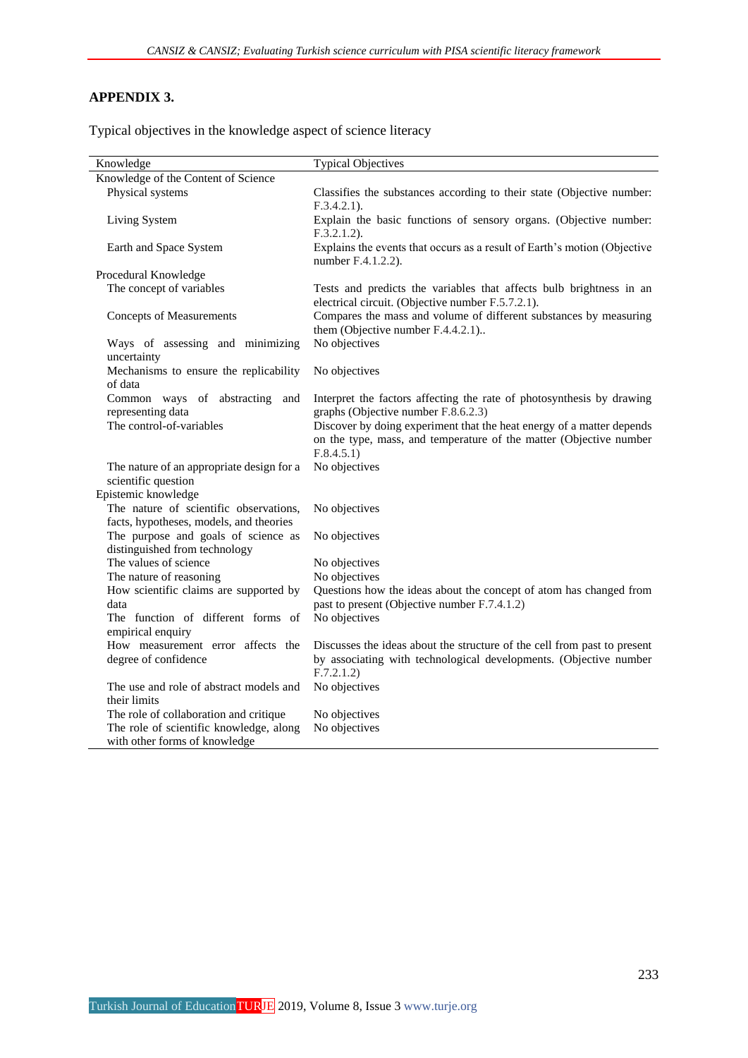## APPENDIX 3.

Typical objectives in the knowledge aspect of science literacy

| Knowledge | Typical Objectives |
|---|---|
| Knowledge of the Content of Science | |
| Physical systems | Classifies the substances according to their state (Objective number: F.3.4.2.1). |
| Living System | Explain the basic functions of sensory organs. (Objective number: F.3.2.1.2). |
| Earth and Space System | Explains the events that occurs as a result of Earth's motion (Objective number F.4.1.2.2). |
| Procedural Knowledge | |
| The concept of variables | Tests and predicts the variables that affects bulb brightness in an electrical circuit. (Objective number F.5.7.2.1). |
| Concepts of Measurements | Compares the mass and volume of different substances by measuring them (Objective number F.4.4.2.1).. |
| Ways of assessing and minimizing uncertainty | No objectives |
| Mechanisms to ensure the replicability of data | No objectives |
| Common ways of abstracting and representing data | Interpret the factors affecting the rate of photosynthesis by drawing graphs (Objective number F.8.6.2.3) |
| The control-of-variables | Discover by doing experiment that the heat energy of a matter depends on the type, mass, and temperature of the matter (Objective number F.8.4.5.1) |
| The nature of an appropriate design for a scientific question | No objectives |
| Epistemic knowledge | |
| The nature of scientific observations, facts, hypotheses, models, and theories | No objectives |
| The purpose and goals of science as distinguished from technology | No objectives |
| The values of science | No objectives |
| The nature of reasoning | No objectives |
| How scientific claims are supported by data | Questions how the ideas about the concept of atom has changed from past to present (Objective number F.7.4.1.2) |
| The function of different forms of empirical enquiry | No objectives |
| How measurement error affects the degree of confidence | Discusses the ideas about the structure of the cell from past to present by associating with technological developments. (Objective number F.7.2.1.2) |
| The use and role of abstract models and their limits | No objectives |
| The role of collaboration and critique | No objectives |
| The role of scientific knowledge, along with other forms of knowledge | No objectives |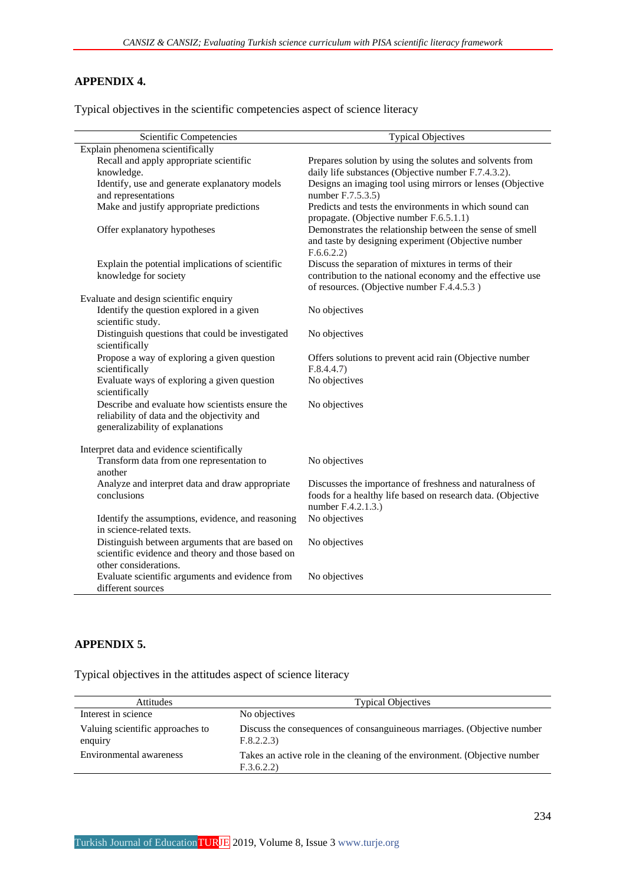## APPENDIX 4.

Typical objectives in the scientific competencies aspect of science literacy

| Scientific Competencies | Typical Objectives |
|---|---|
| Explain phenomena scientifically | |
| Recall and apply appropriate scientific knowledge. | Prepares solution by using the solutes and solvents from daily life substances (Objective number F.7.4.3.2). |
| Identify, use and generate explanatory models and representations | Designs an imaging tool using mirrors or lenses (Objective number F.7.5.3.5) |
| Make and justify appropriate predictions | Predicts and tests the environments in which sound can propagate. (Objective number F.6.5.1.1) |
| Offer explanatory hypotheses | Demonstrates the relationship between the sense of smell and taste by designing experiment (Objective number F.6.6.2.2) |
| Explain the potential implications of scientific knowledge for society | Discuss the separation of mixtures in terms of their contribution to the national economy and the effective use of resources. (Objective number F.4.4.5.3 ) |
| Evaluate and design scientific enquiry | |
| Identify the question explored in a given scientific study. | No objectives |
| Distinguish questions that could be investigated scientifically | No objectives |
| Propose a way of exploring a given question scientifically | Offers solutions to prevent acid rain (Objective number F.8.4.4.7) |
| Evaluate ways of exploring a given question scientifically | No objectives |
| Describe and evaluate how scientists ensure the reliability of data and the objectivity and generalizability of explanations | No objectives |
| Interpret data and evidence scientifically | |
| Transform data from one representation to another | No objectives |
| Analyze and interpret data and draw appropriate conclusions | Discusses the importance of freshness and naturalness of foods for a healthy life based on research data. (Objective number F.4.2.1.3.) |
| Identify the assumptions, evidence, and reasoning in science-related texts. | No objectives |
| Distinguish between arguments that are based on scientific evidence and theory and those based on other considerations. | No objectives |
| Evaluate scientific arguments and evidence from different sources | No objectives |

## APPENDIX 5.

Typical objectives in the attitudes aspect of science literacy

| Attitudes | Typical Objectives |
|---|---|
| Interest in science | No objectives |
| Valuing scientific approaches to enquiry | Discuss the consequences of consanguineous marriages. (Objective number F.8.2.2.3) |
| Environmental awareness | Takes an active role in the cleaning of the environment. (Objective number F.3.6.2.2) |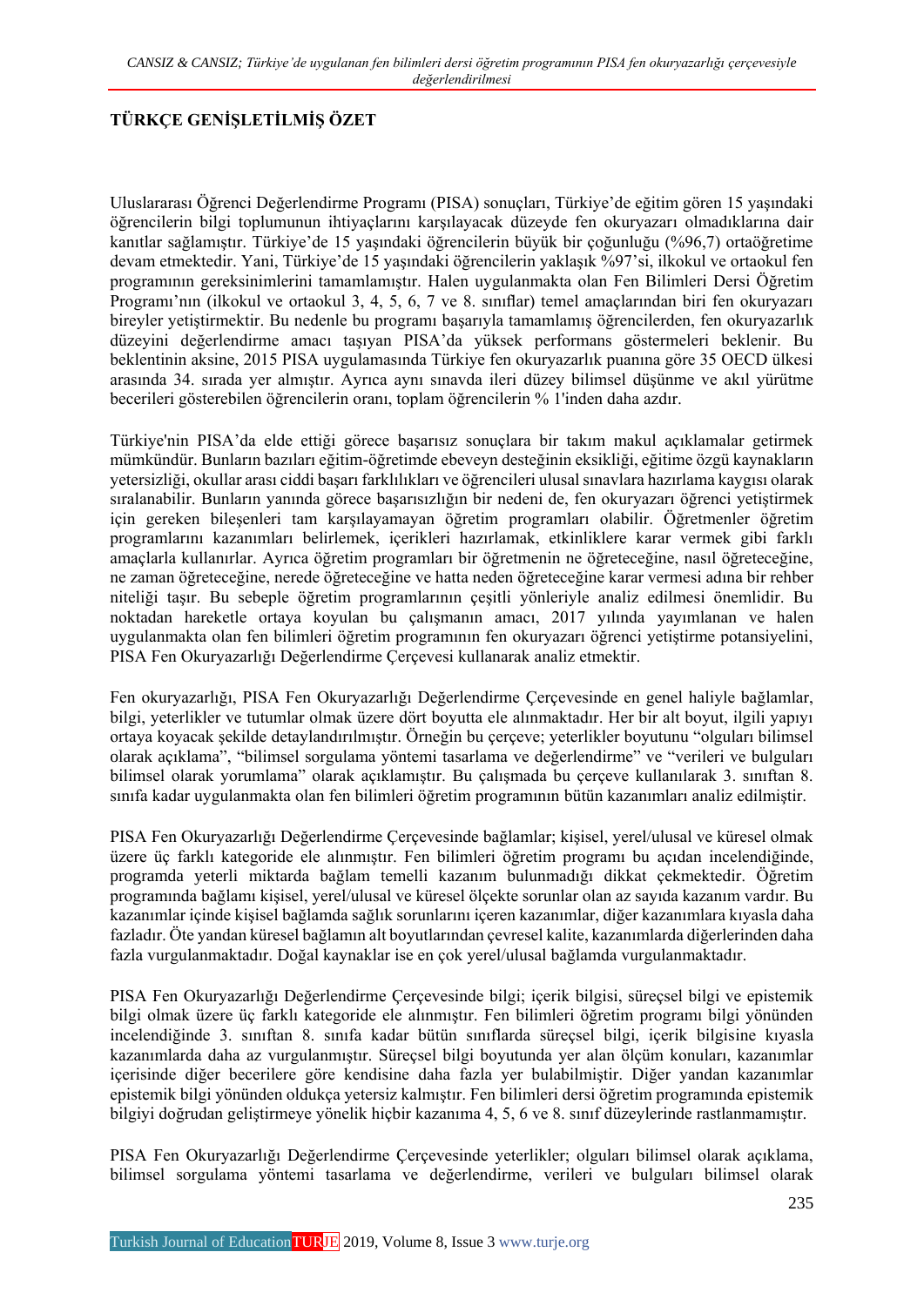## TÜRKÇE GENİŞLETİLMİŞ ÖZET

Uluslararası Öğrenci Değerlendirme Programı (PISA) sonuçları, Türkiye'de eğitim gören 15 yaşındaki öğrencilerin bilgi toplumunun ihtiyaçlarını karşılayacak düzeyde fen okuryazarı olmadıklarına dair kanıtlar sağlamıştır. Türkiye'de 15 yaşındaki öğrencilerin büyük bir çoğunluğu (%96,7) ortaöğretime devam etmektedir. Yani, Türkiye'de 15 yaşındaki öğrencilerin yaklaşık %97'si, ilkokul ve ortaokul fen programının gereksinimlerini tamamlamıştır. Halen uygulanmakta olan Fen Bilimleri Dersi Öğretim Programı'nın (ilkokul ve ortaokul 3, 4, 5, 6, 7 ve 8. sınıflar) temel amaçlarından biri fen okuryazarı bireyler yetiştirmektir. Bu nedenle bu programı başarıyla tamamlamış öğrencilerden, fen okuryazarlık düzeyini değerlendirme amacı taşıyan PISA'da yüksek performans göstermeleri beklenir. Bu beklentinin aksine, 2015 PISA uygulamasında Türkiye fen okuryazarlık puanına göre 35 OECD ülkesi arasında 34. sırada yer almıştır. Ayrıca aynı sınavda ileri düzey bilimsel düşünme ve akıl yürütme becerileri gösterebilen öğrencilerin oranı, toplam öğrencilerin % 1'inden daha azdır.

Türkiye'nin PISA'da elde ettiği görece başarısız sonuçlara bir takım makul açıklamalar getirmek mümkündür. Bunların bazıları eğitim-öğretimde ebeveyn desteğinin eksikliği, eğitime özgü kaynakların yetersizliği, okullar arası ciddi başarı farklılıkları ve öğrencileri ulusal sınavlara hazırlama kaygısı olarak sıralanabilir. Bunların yanında görece başarısızlığın bir nedeni de, fen okuryazarı öğrenci yetiştirmek için gereken bileşenleri tam karşılayamayan öğretim programları olabilir. Öğretmenler öğretim programlarını kazanımları belirlemek, içerikleri hazırlamak, etkinliklere karar vermek gibi farklı amaçlarla kullanırlar. Ayrıca öğretim programları bir öğretmenin ne öğreteceğine, nasıl öğreteceğine, ne zaman öğreteceğine, nerede öğreteceğine ve hatta neden öğreteceğine karar vermesi adına bir rehber niteliği taşır. Bu sebeple öğretim programlarının çeşitli yönleriyle analiz edilmesi önemlidir. Bu noktadan hareketle ortaya koyulan bu çalışmanın amacı, 2017 yılında yayımlanan ve halen uygulanmakta olan fen bilimleri öğretim programının fen okuryazarı öğrenci yetiştirme potansiyelini, PISA Fen Okuryazarlığı Değerlendirme Çerçevesi kullanarak analiz etmektir.

Fen okuryazarlığı, PISA Fen Okuryazarlığı Değerlendirme Çerçevesinde en genel haliyle bağlamlar, bilgi, yeterlikler ve tutumlar olmak üzere dört boyutta ele alınmaktadır. Her bir alt boyut, ilgili yapıyı ortaya koyacak şekilde detaylandırılmıştır. Örneğin bu çerçeve; yeterlikler boyutunu "olguları bilimsel olarak açıklama", "bilimsel sorgulama yöntemi tasarlama ve değerlendirme" ve "verileri ve bulguları bilimsel olarak yorumlama" olarak açıklamıştır. Bu çalışmada bu çerçeve kullanılarak 3. sınıftan 8. sınıfa kadar uygulanmakta olan fen bilimleri öğretim programının bütün kazanımları analiz edilmiştir.

PISA Fen Okuryazarlığı Değerlendirme Çerçevesinde bağlamlar; kişisel, yerel/ulusal ve küresel olmak üzere üç farklı kategoride ele alınmıştır. Fen bilimleri öğretim programı bu açıdan incelendiğinde, programda yeterli miktarda bağlam temelli kazanım bulunmadığı dikkat çekmektedir. Öğretim programında bağlamı kişisel, yerel/ulusal ve küresel ölçekte sorunlar olan az sayıda kazanım vardır. Bu kazanımlar içinde kişisel bağlamda sağlık sorunlarını içeren kazanımlar, diğer kazanımlara kıyasla daha fazladır. Öte yandan küresel bağlamın alt boyutlarından çevresel kalite, kazanımlarda diğerlerinden daha fazla vurgulanmaktadır. Doğal kaynaklar ise en çok yerel/ulusal bağlamda vurgulanmaktadır.

PISA Fen Okuryazarlığı Değerlendirme Çerçevesinde bilgi; içerik bilgisi, süreçsel bilgi ve epistemik bilgi olmak üzere üç farklı kategoride ele alınmıştır. Fen bilimleri öğretim programı bilgi yönünden incelendiğinde 3. sınıftan 8. sınıfa kadar bütün sınıflarda süreçsel bilgi, içerik bilgisine kıyasla kazanımlarda daha az vurgulanmıştır. Süreçsel bilgi boyutunda yer alan ölçüm konuları, kazanımlar içerisinde diğer becerilere göre kendisine daha fazla yer bulabilmiştir. Diğer yandan kazanımlar epistemik bilgi yönünden oldukça yetersiz kalmıştır. Fen bilimleri dersi öğretim programında epistemik bilgiyi doğrudan geliştirmeye yönelik hiçbir kazanıma 4, 5, 6 ve 8. sınıf düzeylerinde rastlanmamıştır.

PISA Fen Okuryazarlığı Değerlendirme Çerçevesinde yeterlikler; olguları bilimsel olarak açıklama, bilimsel sorgulama yöntemi tasarlama ve değerlendirme, verileri ve bulguları bilimsel olarak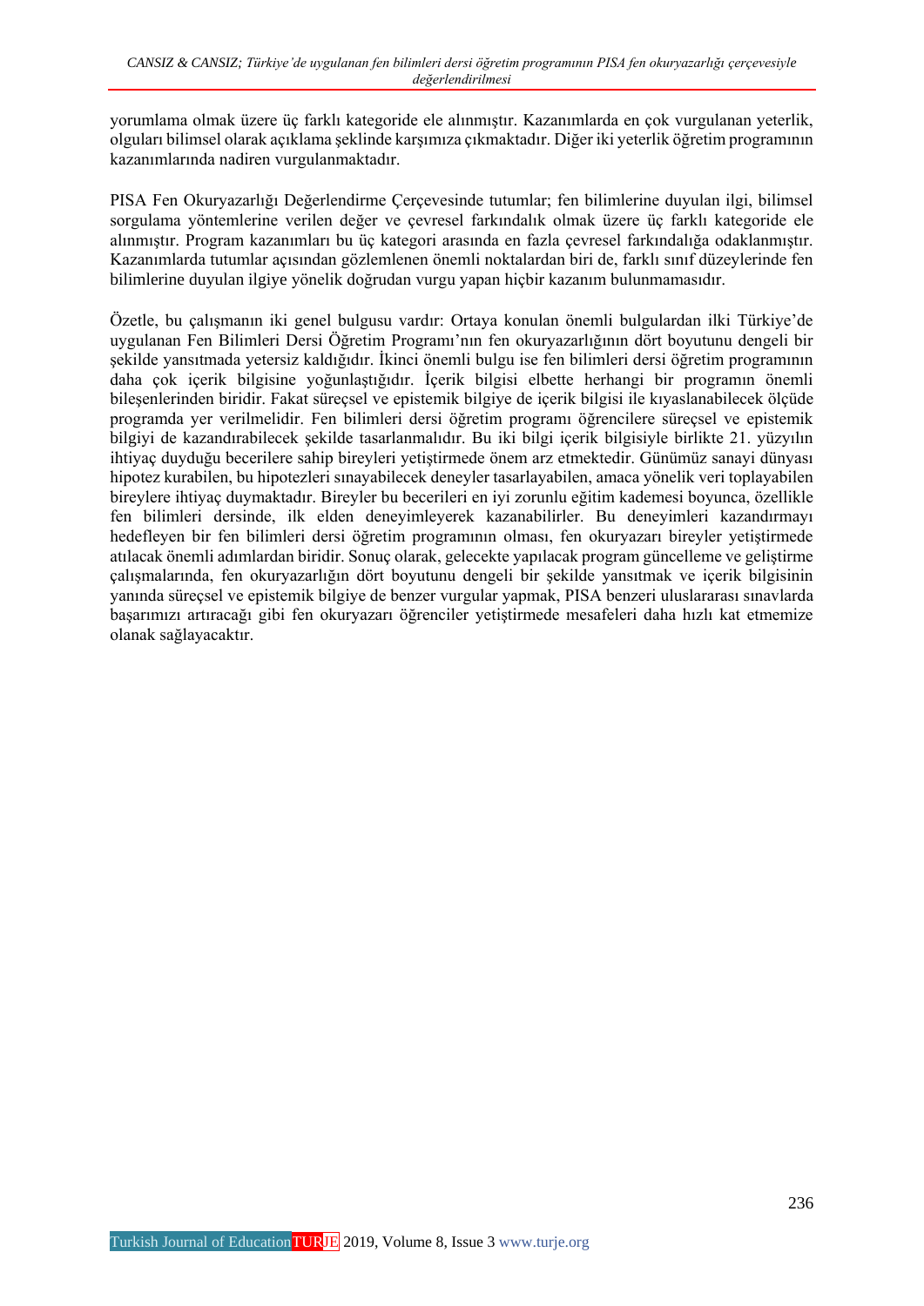yorumlama olmak üzere üç farklı kategoride ele alınmıştır. Kazanımlarda en çok vurgulanan yeterlik, olguları bilimsel olarak açıklama şeklinde karşımıza çıkmaktadır. Diğer iki yeterlik öğretim programının kazanımlarında nadiren vurgulanmaktadır.

PISA Fen Okuryazarlığı Değerlendirme Çerçevesinde tutumlar; fen bilimlerine duyulan ilgi, bilimsel sorgulama yöntemlerine verilen değer ve çevresel farkındalık olmak üzere üç farklı kategoride ele alınmıştır. Program kazanımları bu üç kategori arasında en fazla çevresel farkındalığa odaklanmıştır. Kazanımlarda tutumlar açısından gözlemlenen önemli noktalardan biri de, farklı sınıf düzeylerinde fen bilimlerine duyulan ilgiye yönelik doğrudan vurgu yapan hiçbir kazanım bulunmamasıdır.

Özetle, bu çalışmanın iki genel bulgusu vardır: Ortaya konulan önemli bulgulardan ilki Türkiye'de uygulanan Fen Bilimleri Dersi Öğretim Programı'nın fen okuryazarlığının dört boyutunu dengeli bir şekilde yansıtmada yetersiz kaldığıdır. İkinci önemli bulgu ise fen bilimleri dersi öğretim programının daha çok içerik bilgisine yoğunlaştığıdır. İçerik bilgisi elbette herhangi bir programın önemli bileşenlerinden biridir. Fakat süreçsel ve epistemik bilgiye de içerik bilgisi ile kıyaslanabilecek ölçüde programda yer verilmelidir. Fen bilimleri dersi öğretim programı öğrencilere süreçsel ve epistemik bilgiyi de kazandırabilecek şekilde tasarlanmalıdır. Bu iki bilgi içerik bilgisiyle birlikte 21. yüzyılın ihtiyaç duyduğu becerilere sahip bireyleri yetiştirmede önem arz etmektedir. Günümüz sanayi dünyası hipotez kurabilen, bu hipotezleri sınayabilecek deneyler tasarlayabilen, amaca yönelik veri toplayabilen bireylere ihtiyaç duymaktadır. Bireyler bu becerileri en iyi zorunlu eğitim kademesi boyunca, özellikle fen bilimleri dersinde, ilk elden deneyimleyerek kazanabilirler. Bu deneyimleri kazandırmayı hedefleyen bir fen bilimleri dersi öğretim programının olması, fen okuryazarı bireyler yetiştirmede atılacak önemli adımlardan biridir. Sonuç olarak, gelecekte yapılacak program güncelleme ve geliştirme çalışmalarında, fen okuryazarlığın dört boyutunu dengeli bir şekilde yansıtmak ve içerik bilgisinin yanında süreçsel ve epistemik bilgiye de benzer vurgular yapmak, PISA benzeri uluslararası sınavlarda başarımızı artıracağı gibi fen okuryazarı öğrenciler yetiştirmede mesafeleri daha hızlı kat etmemize olanak sağlayacaktır.